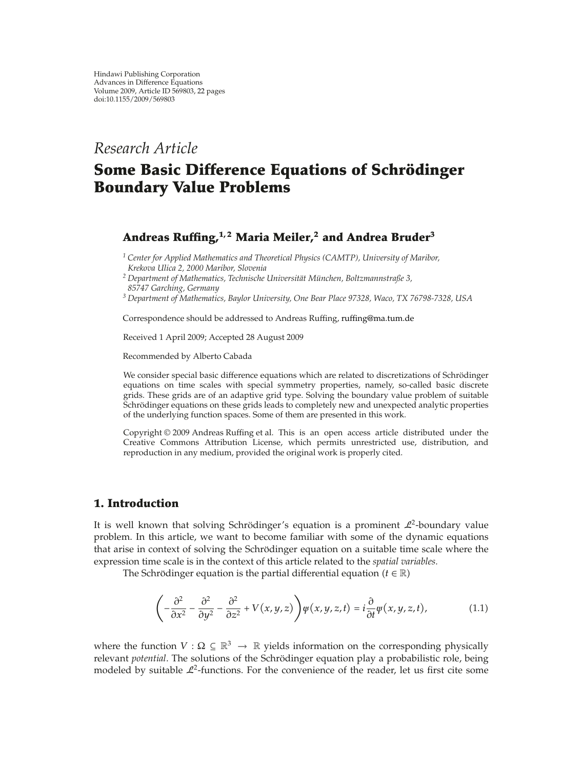Hindawi Publishing Corporation
Advances in Difference Equations
Volume 2009, Article ID 569803, 22 pages
doi:10.1155/2009/569803

*Research Article*

# Some Basic Difference Equations of Schrödinger Boundary Value Problems

**Andreas Ruffing,[1,2] Maria Meiler,[2] and Andrea Bruder[3]**

[1] *Center for Applied Mathematics and Theoretical Physics (CAMTP), University of Maribor, Krekova Ulica 2, 2000 Maribor, Slovenia*
[2] *Department of Mathematics, Technische Universität München, Boltzmannstraße 3, 85747 Garching, Germany*
[3] *Department of Mathematics, Baylor University, One Bear Place 97328, Waco, TX 76798-7328, USA*

Correspondence should be addressed to Andreas Ruffing, ruffing@ma.tum.de

Received 1 April 2009; Accepted 28 August 2009

Recommended by Alberto Cabada

We consider special basic difference equations which are related to discretizations of Schrödinger equations on time scales with special symmetry properties, namely, so-called basic discrete grids. These grids are of an adaptive grid type. Solving the boundary value problem of suitable Schrödinger equations on these grids leads to completely new and unexpected analytic properties of the underlying function spaces. Some of them are presented in this work.

Copyright © 2009 Andreas Ruffing et al. This is an open access article distributed under the Creative Commons Attribution License, which permits unrestricted use, distribution, and reproduction in any medium, provided the original work is properly cited.

## 1. Introduction

It is well known that solving Schrödinger's equation is a prominent $\mathcal{L}^2$-boundary value problem. In this article, we want to become familiar with some of the dynamic equations that arise in context of solving the Schrödinger equation on a suitable time scale where the expression time scale is in the context of this article related to the *spatial variables.*

The Schrödinger equation is the partial differential equation ($t \in \mathbb{R}$)

$$\left(-\frac{\partial^2}{\partial x^2} - \frac{\partial^2}{\partial y^2} - \frac{\partial^2}{\partial z^2} + V(x, y, z)\right)\psi(x, y, z, t) = i\frac{\partial}{\partial t}\psi(x, y, z, t), \tag{1.1}$$

where the function $V : \Omega \subseteq \mathbb{R}^3 \to \mathbb{R}$ yields information on the corresponding physically relevant *potential*. The solutions of the Schrödinger equation play a probabilistic role, being modeled by suitable $\mathcal{L}^2$-functions. For the convenience of the reader, let us first cite some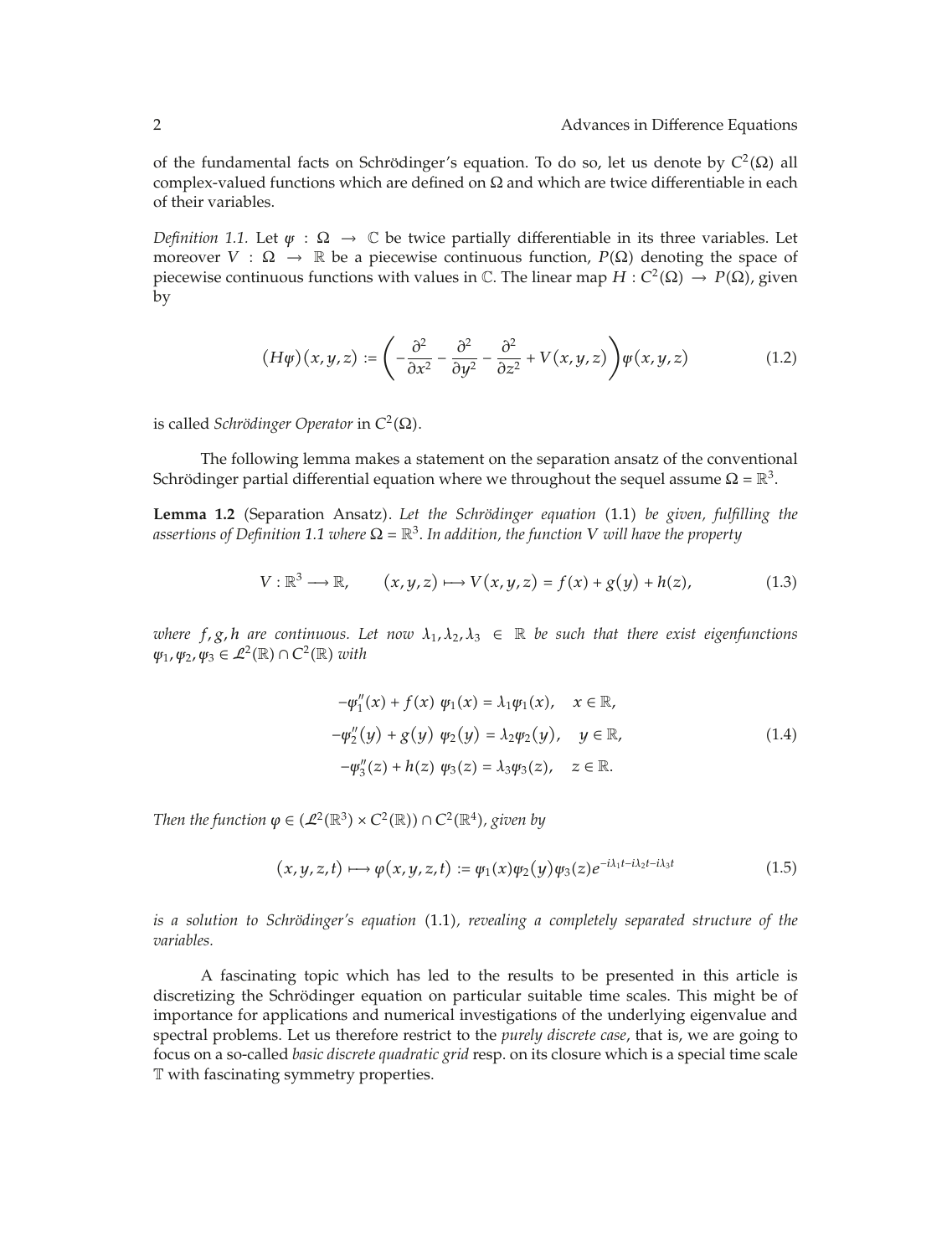of the fundamental facts on Schrödinger's equation. To do so, let us denote by $C^2(\Omega)$ all complex-valued functions which are defined on $\Omega$ and which are twice differentiable in each of their variables.

*Definition 1.1.* Let $\psi : \Omega \to \mathbb{C}$ be twice partially differentiable in its three variables. Let moreover $V : \Omega \to \mathbb{R}$ be a piecewise continuous function, $P(\Omega)$ denoting the space of piecewise continuous functions with values in $\mathbb{C}$. The linear map $H : C^2(\Omega) \to P(\Omega)$, given by

$$(H\psi)(x,y,z) := \left( -\frac{\partial^2}{\partial x^2} - \frac{\partial^2}{\partial y^2} - \frac{\partial^2}{\partial z^2} + V(x,y,z) \right) \psi(x,y,z) \tag{1.2}$$

is called *Schrödinger Operator* in $C^2(\Omega)$.

The following lemma makes a statement on the separation ansatz of the conventional Schrödinger partial differential equation where we throughout the sequel assume $\Omega = \mathbb{R}^3$.

**Lemma 1.2** (Separation Ansatz). *Let the Schrödinger equation* (1.1) *be given, fulfilling the assertions of Definition 1.1 where $\Omega = \mathbb{R}^3$. In addition, the function $V$ will have the property*

$$V : \mathbb{R}^3 \longrightarrow \mathbb{R}, \qquad (x,y,z) \longmapsto V(x,y,z) = f(x) + g(y) + h(z), \tag{1.3}$$

*where $f, g, h$ are continuous. Let now $\lambda_1, \lambda_2, \lambda_3 \in \mathbb{R}$ be such that there exist eigenfunctions $\psi_1, \psi_2, \psi_3 \in \mathcal{L}^2(\mathbb{R}) \cap C^2(\mathbb{R})$ with*

$$\begin{aligned}
-\psi_1''(x) + f(x)\ \psi_1(x) &= \lambda_1 \psi_1(x), \quad x \in \mathbb{R}, \\
-\psi_2''(y) + g(y)\ \psi_2(y) &= \lambda_2 \psi_2(y), \quad y \in \mathbb{R}, \\
-\psi_3''(z) + h(z)\ \psi_3(z) &= \lambda_3 \psi_3(z), \quad z \in \mathbb{R}.
\end{aligned} \tag{1.4}$$

*Then the function $\varphi \in (\mathcal{L}^2(\mathbb{R}^3) \times C^2(\mathbb{R})) \cap C^2(\mathbb{R}^4)$, given by*

$$(x,y,z,t) \longmapsto \varphi(x,y,z,t) := \psi_1(x)\psi_2(y)\psi_3(z)e^{-i\lambda_1 t - i\lambda_2 t - i\lambda_3 t} \tag{1.5}$$

*is a solution to Schrödinger's equation* (1.1)*, revealing a completely separated structure of the variables.*

A fascinating topic which has led to the results to be presented in this article is discretizing the Schrödinger equation on particular suitable time scales. This might be of importance for applications and numerical investigations of the underlying eigenvalue and spectral problems. Let us therefore restrict to the *purely discrete case*, that is, we are going to focus on a so-called *basic discrete quadratic grid* resp. on its closure which is a special time scale $\mathbb{T}$ with fascinating symmetry properties.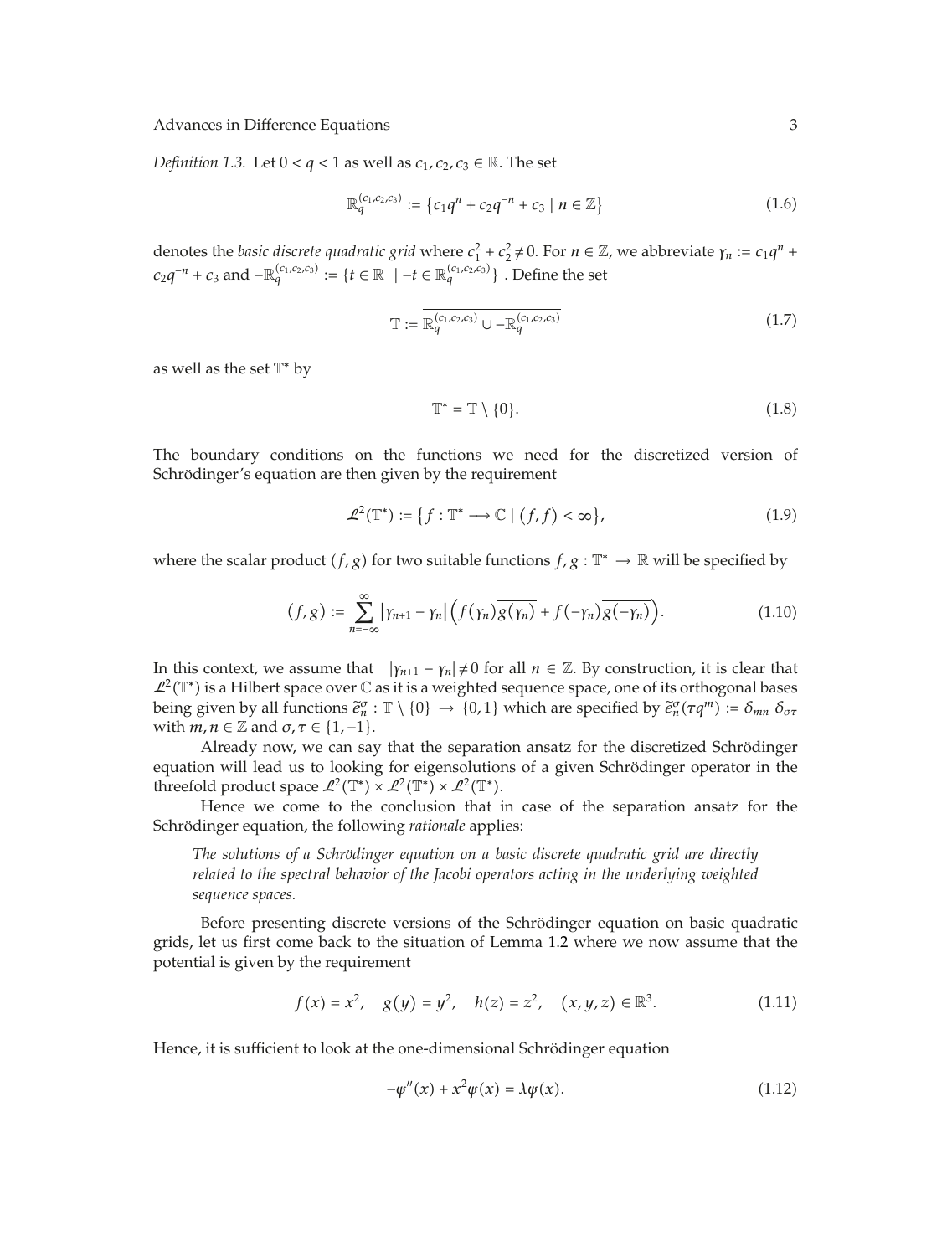*Definition 1.3.* Let $0 < q < 1$ as well as $c_1, c_2, c_3 \in \mathbb{R}$. The set

$$\mathbb{R}_q^{(c_1,c_2,c_3)} := \{c_1 q^n + c_2 q^{-n} + c_3 \mid n \in \mathbb{Z}\} \tag{1.6}$$

denotes the *basic discrete quadratic grid* where $c_1^2 + c_2^2 \neq 0$. For $n \in \mathbb{Z}$, we abbreviate $\gamma_n := c_1 q^n + c_2 q^{-n} + c_3$ and $-\mathbb{R}_q^{(c_1,c_2,c_3)} := \{t \in \mathbb{R} \mid -t \in \mathbb{R}_q^{(c_1,c_2,c_3)}\}$ . Define the set

$$\mathbb{T} := \overline{\mathbb{R}_q^{(c_1,c_2,c_3)} \cup -\mathbb{R}_q^{(c_1,c_2,c_3)}} \tag{1.7}$$

as well as the set $\mathbb{T}^*$ by

$$\mathbb{T}^* = \mathbb{T} \setminus \{0\}. \tag{1.8}$$

The boundary conditions on the functions we need for the discretized version of Schrödinger's equation are then given by the requirement

$$\mathcal{L}^2(\mathbb{T}^*) := \{f : \mathbb{T}^* \longrightarrow \mathbb{C} \mid (f,f) < \infty\}, \tag{1.9}$$

where the scalar product $(f,g)$ for two suitable functions $f, g : \mathbb{T}^* \to \mathbb{R}$ will be specified by

$$(f,g) := \sum_{n=-\infty}^{\infty} |\gamma_{n+1} - \gamma_n| \Big( f(\gamma_n)\overline{g(\gamma_n)} + f(-\gamma_n)\overline{g(-\gamma_n)} \Big). \tag{1.10}$$

In this context, we assume that $|\gamma_{n+1} - \gamma_n| \neq 0$ for all $n \in \mathbb{Z}$. By construction, it is clear that $\mathcal{L}^2(\mathbb{T}^*)$ is a Hilbert space over $\mathbb{C}$ as it is a weighted sequence space, one of its orthogonal bases being given by all functions $\widetilde{e}_n^\sigma : \mathbb{T} \setminus \{0\} \to \{0,1\}$ which are specified by $\widetilde{e}_n^\sigma(\tau q^m) := \delta_{mn}\, \delta_{\sigma\tau}$ with $m, n \in \mathbb{Z}$ and $\sigma, \tau \in \{1, -1\}$.

Already now, we can say that the separation ansatz for the discretized Schrödinger equation will lead us to looking for eigensolutions of a given Schrödinger operator in the threefold product space $\mathcal{L}^2(\mathbb{T}^*) \times \mathcal{L}^2(\mathbb{T}^*) \times \mathcal{L}^2(\mathbb{T}^*)$.

Hence we come to the conclusion that in case of the separation ansatz for the Schrödinger equation, the following *rationale* applies:

> *The solutions of a Schrödinger equation on a basic discrete quadratic grid are directly related to the spectral behavior of the Jacobi operators acting in the underlying weighted sequence spaces.*

Before presenting discrete versions of the Schrödinger equation on basic quadratic grids, let us first come back to the situation of Lemma 1.2 where we now assume that the potential is given by the requirement

$$f(x) = x^2, \quad g(y) = y^2, \quad h(z) = z^2, \quad (x,y,z) \in \mathbb{R}^3. \tag{1.11}$$

Hence, it is sufficient to look at the one-dimensional Schrödinger equation

$$-\psi''(x) + x^2\psi(x) = \lambda\psi(x). \tag{1.12}$$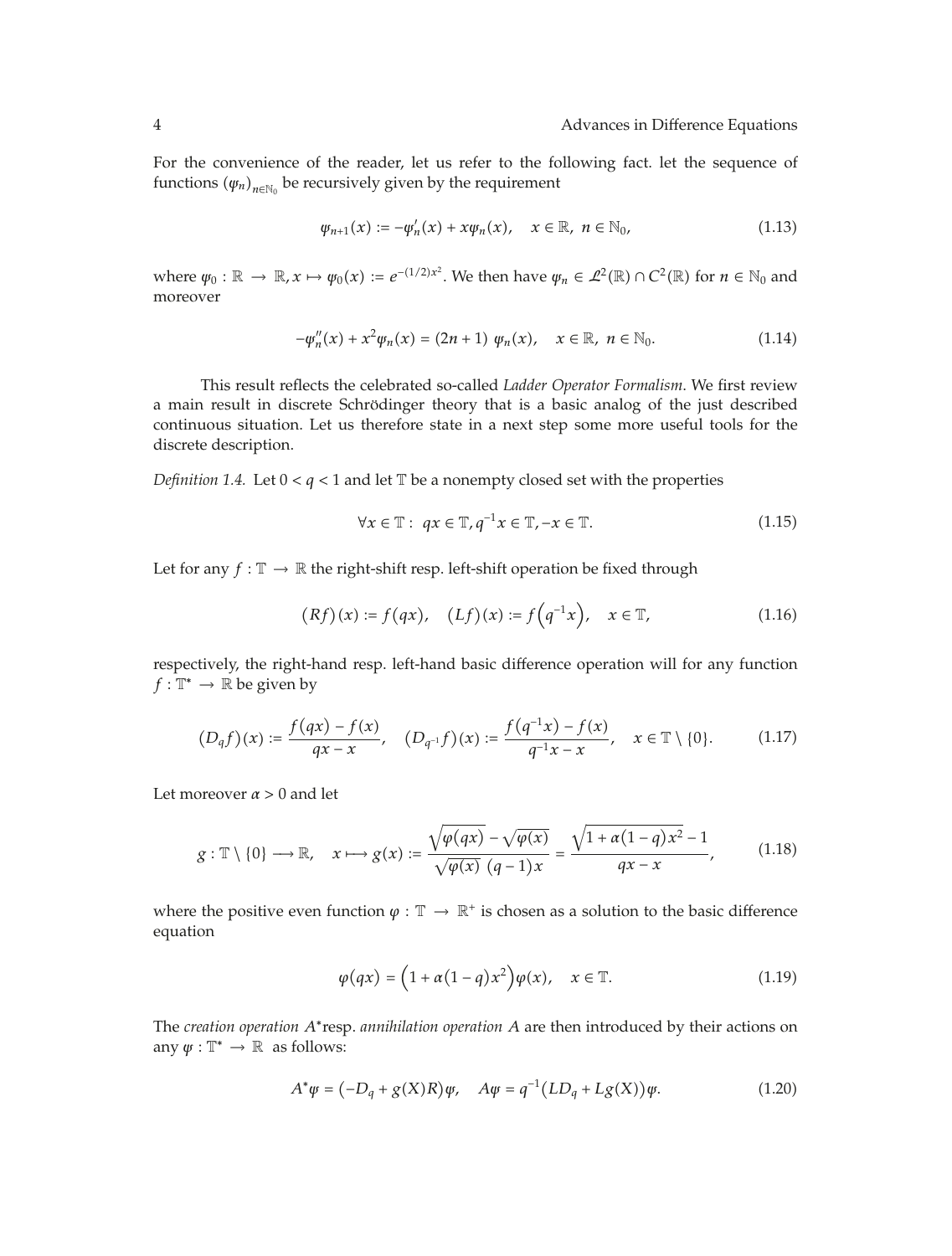For the convenience of the reader, let us refer to the following fact. let the sequence of functions $(\psi_n)_{n\in\mathbb{N}_0}$ be recursively given by the requirement

$$\psi_{n+1}(x) := -\psi_n'(x) + x\psi_n(x), \quad x \in \mathbb{R},\ n \in \mathbb{N}_0, \tag{1.13}$$

where $\psi_0 : \mathbb{R} \to \mathbb{R}, x \mapsto \psi_0(x) := e^{-(1/2)x^2}$. We then have $\psi_n \in \mathcal{L}^2(\mathbb{R}) \cap C^2(\mathbb{R})$ for $n \in \mathbb{N}_0$ and moreover

$$-\psi_n''(x) + x^2\psi_n(x) = (2n+1)\ \psi_n(x), \quad x \in \mathbb{R},\ n \in \mathbb{N}_0. \tag{1.14}$$

This result reflects the celebrated so-called *Ladder Operator Formalism*. We first review a main result in discrete Schrödinger theory that is a basic analog of the just described continuous situation. Let us therefore state in a next step some more useful tools for the discrete description.

*Definition 1.4.* Let $0 < q < 1$ and let $\mathbb{T}$ be a nonempty closed set with the properties

$$\forall x \in \mathbb{T} :\ qx \in \mathbb{T}, q^{-1}x \in \mathbb{T}, -x \in \mathbb{T}. \tag{1.15}$$

Let for any $f : \mathbb{T} \to \mathbb{R}$ the right-shift resp. left-shift operation be fixed through

$$(Rf)(x) := f(qx), \quad (Lf)(x) := f\left(q^{-1}x\right), \quad x \in \mathbb{T}, \tag{1.16}$$

respectively, the right-hand resp. left-hand basic difference operation will for any function $f : \mathbb{T}^* \to \mathbb{R}$ be given by

$$(D_qf)(x) := \frac{f(qx) - f(x)}{qx - x}, \quad (D_{q^{-1}}f)(x) := \frac{f(q^{-1}x) - f(x)}{q^{-1}x - x}, \quad x \in \mathbb{T} \setminus \{0\}. \tag{1.17}$$

Let moreover $\alpha > 0$ and let

$$g : \mathbb{T} \setminus \{0\} \longrightarrow \mathbb{R}, \quad x \longmapsto g(x) := \frac{\sqrt{\varphi(qx)} - \sqrt{\varphi(x)}}{\sqrt{\varphi(x)}\ (q-1)x} = \frac{\sqrt{1 + \alpha(1-q)x^2} - 1}{qx - x}, \tag{1.18}$$

where the positive even function $\varphi : \mathbb{T} \to \mathbb{R}^+$ is chosen as a solution to the basic difference equation

$$\varphi(qx) = \left(1 + \alpha(1-q)x^2\right)\varphi(x), \quad x \in \mathbb{T}. \tag{1.19}$$

The *creation operation* $A^*$resp. *annihilation operation* $A$ are then introduced by their actions on any $\psi : \mathbb{T}^* \to \mathbb{R}$ as follows:

$$A^*\psi = \left(-D_q + g(X)R\right)\psi, \quad A\psi = q^{-1}\left(LD_q + Lg(X)\right)\psi. \tag{1.20}$$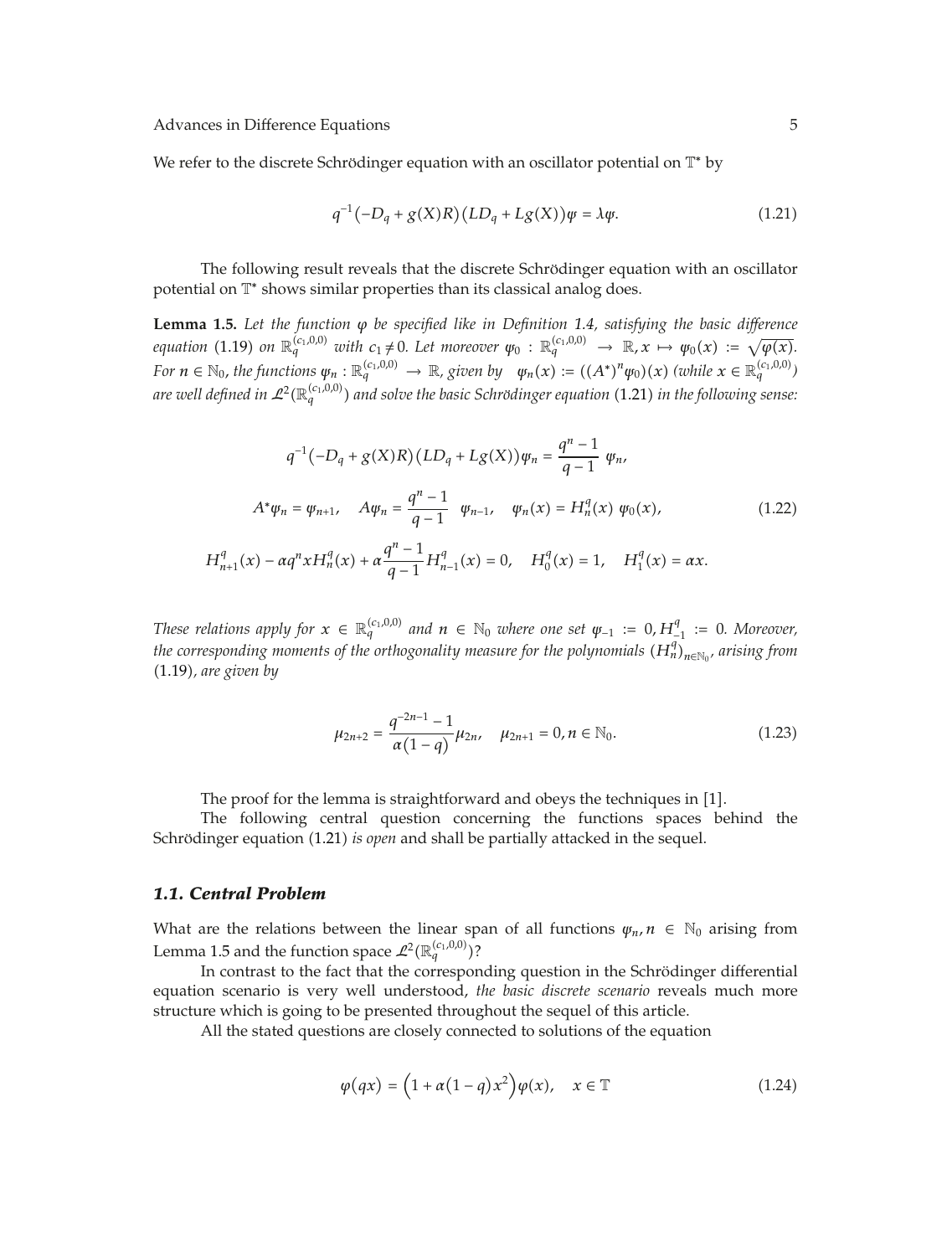We refer to the discrete Schrödinger equation with an oscillator potential on $\mathbb{T}^*$ by

$$q^{-1}\left(-D_q + g(X)R\right)\left(LD_q + Lg(X)\right)\psi = \lambda\psi. \tag{1.21}$$

The following result reveals that the discrete Schrödinger equation with an oscillator potential on $\mathbb{T}^*$ shows similar properties than its classical analog does.

**Lemma 1.5.** *Let the function $\varphi$ be specified like in Definition 1.4, satisfying the basic difference equation* (1.19) *on $\mathbb{R}_q^{(c_1,0,0)}$ with $c_1 \neq 0$. Let moreover $\psi_0 : \mathbb{R}_q^{(c_1,0,0)} \to \mathbb{R}, x \mapsto \psi_0(x) := \sqrt{\varphi(x)}$. For $n \in \mathbb{N}_0$, the functions $\psi_n : \mathbb{R}_q^{(c_1,0,0)} \to \mathbb{R}$, given by $\psi_n(x) := ((A^*)^n\psi_0)(x)$ (while $x \in \mathbb{R}_q^{(c_1,0,0)}$) are well defined in $\mathcal{L}^2(\mathbb{R}_q^{(c_1,0,0)})$ and solve the basic Schrödinger equation* (1.21) *in the following sense:*

$$\begin{gathered}
q^{-1}\left(-D_q + g(X)R\right)\left(LD_q + Lg(X)\right)\psi_n = \frac{q^n - 1}{q - 1}\,\psi_n, \\
A^*\psi_n = \psi_{n+1}, \quad A\psi_n = \frac{q^n - 1}{q - 1}\,\psi_{n-1}, \quad \psi_n(x) = H_n^q(x)\,\psi_0(x), \\
H_{n+1}^q(x) - \alpha q^n x H_n^q(x) + \alpha\frac{q^n - 1}{q - 1}H_{n-1}^q(x) = 0, \quad H_0^q(x) = 1, \quad H_1^q(x) = \alpha x.
\end{gathered} \tag{1.22}$$

*These relations apply for $x \in \mathbb{R}_q^{(c_1,0,0)}$ and $n \in \mathbb{N}_0$ where one set $\psi_{-1} := 0, H_{-1}^q := 0$. Moreover, the corresponding moments of the orthogonality measure for the polynomials $(H_n^q)_{n\in\mathbb{N}_0}$, arising from* (1.19)*, are given by*

$$\mu_{2n+2} = \frac{q^{-2n-1} - 1}{\alpha(1 - q)}\mu_{2n}, \quad \mu_{2n+1} = 0, n \in \mathbb{N}_0. \tag{1.23}$$

The proof for the lemma is straightforward and obeys the techniques in [1].

The following central question concerning the functions spaces behind the Schrödinger equation (1.21) *is open* and shall be partially attacked in the sequel.

### *1.1. Central Problem*

What are the relations between the linear span of all functions $\psi_n, n \in \mathbb{N}_0$ arising from Lemma 1.5 and the function space $\mathcal{L}^2(\mathbb{R}_q^{(c_1,0,0)})$?

In contrast to the fact that the corresponding question in the Schrödinger differential equation scenario is very well understood, *the basic discrete scenario* reveals much more structure which is going to be presented throughout the sequel of this article.

All the stated questions are closely connected to solutions of the equation

$$\varphi(qx) = \left(1 + \alpha(1 - q)x^2\right)\varphi(x), \quad x \in \mathbb{T} \tag{1.24}$$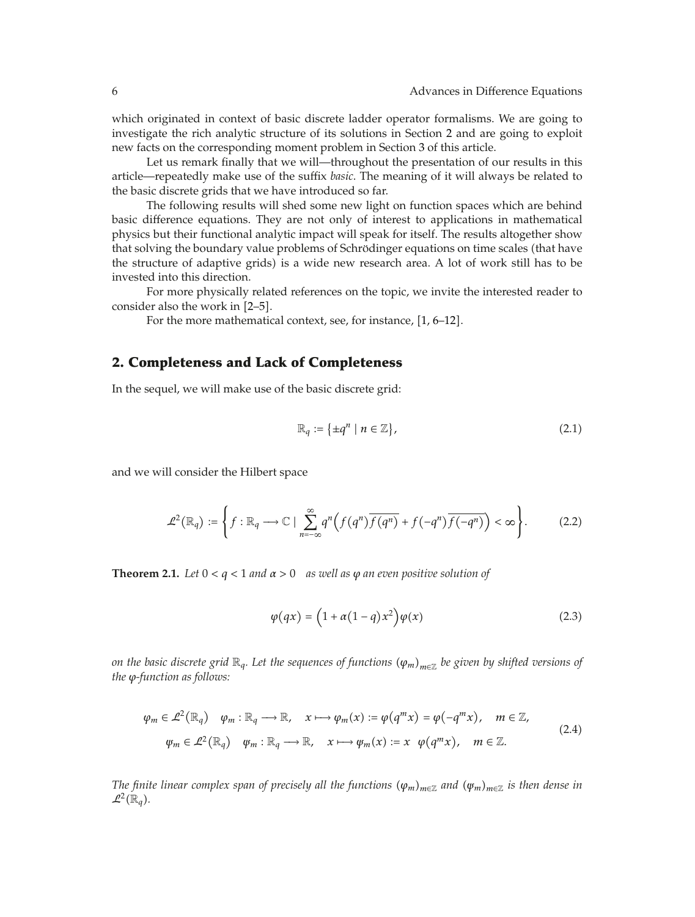which originated in context of basic discrete ladder operator formalisms. We are going to investigate the rich analytic structure of its solutions in Section 2 and are going to exploit new facts on the corresponding moment problem in Section 3 of this article.

Let us remark finally that we will—throughout the presentation of our results in this article—repeatedly make use of the suffix *basic*. The meaning of it will always be related to the basic discrete grids that we have introduced so far.

The following results will shed some new light on function spaces which are behind basic difference equations. They are not only of interest to applications in mathematical physics but their functional analytic impact will speak for itself. The results altogether show that solving the boundary value problems of Schrödinger equations on time scales (that have the structure of adaptive grids) is a wide new research area. A lot of work still has to be invested into this direction.

For more physically related references on the topic, we invite the interested reader to consider also the work in [2–5].

For the more mathematical context, see, for instance, [1, 6–12].

## 2. Completeness and Lack of Completeness

In the sequel, we will make use of the basic discrete grid:

$$\mathbb{R}_q := \{\pm q^n \mid n \in \mathbb{Z}\}, \tag{2.1}$$

and we will consider the Hilbert space

$$\mathcal{L}^2(\mathbb{R}_q) := \left\{ f : \mathbb{R}_q \longrightarrow \mathbb{C} \mid \sum_{n=-\infty}^{\infty} q^n \left( f(q^n)\overline{f(q^n)} + f(-q^n)\overline{f(-q^n)} \right) < \infty \right\}. \tag{2.2}$$

**Theorem 2.1.** *Let $0 < q < 1$ and $\alpha > 0$ as well as $\varphi$ an even positive solution of*

$$\varphi(qx) = \left(1 + \alpha(1-q)x^2\right)\varphi(x) \tag{2.3}$$

*on the basic discrete grid $\mathbb{R}_q$. Let the sequences of functions $(\varphi_m)_{m\in\mathbb{Z}}$ be given by shifted versions of the $\varphi$-function as follows:*

$$\begin{aligned} \varphi_m \in \mathcal{L}^2(\mathbb{R}_q) \quad \varphi_m : \mathbb{R}_q \longrightarrow \mathbb{R}, \quad x \longmapsto \varphi_m(x) := \varphi(q^m x) = \varphi(-q^m x), \quad m \in \mathbb{Z}, \\ \psi_m \in \mathcal{L}^2(\mathbb{R}_q) \quad \psi_m : \mathbb{R}_q \longrightarrow \mathbb{R}, \quad x \longmapsto \psi_m(x) := x \ \ \varphi(q^m x), \quad m \in \mathbb{Z}. \end{aligned} \tag{2.4}$$

*The finite linear complex span of precisely all the functions $(\varphi_m)_{m\in\mathbb{Z}}$ and $(\psi_m)_{m\in\mathbb{Z}}$ is then dense in $\mathcal{L}^2(\mathbb{R}_q)$.*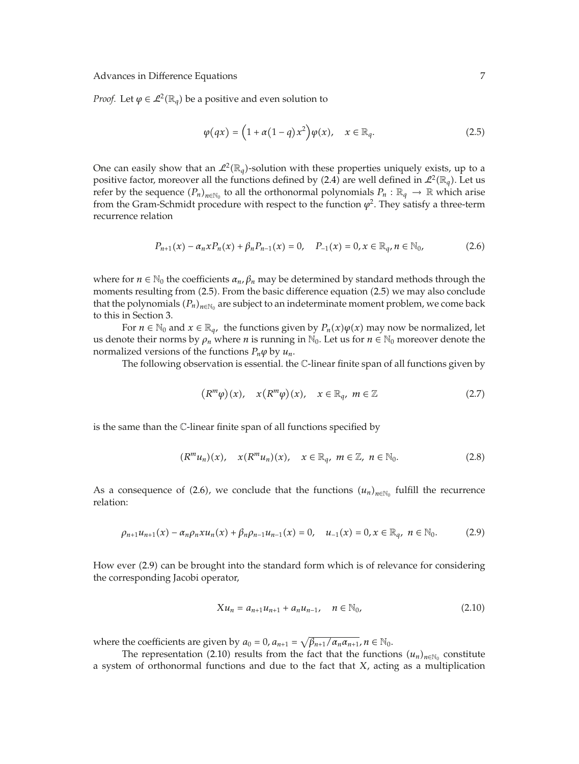*Proof.* Let $\varphi \in \mathcal{L}^2(\mathbb{R}_q)$ be a positive and even solution to

$$\varphi(qx) = \left(1 + \alpha(1-q)x^2\right)\varphi(x), \quad x \in \mathbb{R}_q. \tag{2.5}$$

One can easily show that an $\mathcal{L}^2(\mathbb{R}_q)$-solution with these properties uniquely exists, up to a positive factor, moreover all the functions defined by (2.4) are well defined in $\mathcal{L}^2(\mathbb{R}_q)$. Let us refer by the sequence $(P_n)_{n\in\mathbb{N}_0}$ to all the orthonormal polynomials $P_n : \mathbb{R}_q \to \mathbb{R}$ which arise from the Gram-Schmidt procedure with respect to the function $\varphi^2$. They satisfy a three-term recurrence relation

$$P_{n+1}(x) - \alpha_n x P_n(x) + \beta_n P_{n-1}(x) = 0, \quad P_{-1}(x) = 0, x \in \mathbb{R}_q, n \in \mathbb{N}_0, \tag{2.6}$$

where for $n \in \mathbb{N}_0$ the coefficients $\alpha_n, \beta_n$ may be determined by standard methods through the moments resulting from (2.5). From the basic difference equation (2.5) we may also conclude that the polynomials $(P_n)_{n\in\mathbb{N}_0}$ are subject to an indeterminate moment problem, we come back to this in Section 3.

For $n \in \mathbb{N}_0$ and $x \in \mathbb{R}_q$, the functions given by $P_n(x)\varphi(x)$ may now be normalized, let us denote their norms by $\rho_n$ where $n$ is running in $\mathbb{N}_0$. Let us for $n \in \mathbb{N}_0$ moreover denote the normalized versions of the functions $P_n\varphi$ by $u_n$.

The following observation is essential. the $\mathbb{C}$-linear finite span of all functions given by

$$\left(R^m\varphi\right)(x), \quad x\left(R^m\varphi\right)(x), \quad x \in \mathbb{R}_q, \ m \in \mathbb{Z} \tag{2.7}$$

is the same than the $\mathbb{C}$-linear finite span of all functions specified by

$$(R^m u_n)(x), \quad x(R^m u_n)(x), \quad x \in \mathbb{R}_q, \ m \in \mathbb{Z}, \ n \in \mathbb{N}_0. \tag{2.8}$$

As a consequence of (2.6), we conclude that the functions $(u_n)_{n\in\mathbb{N}_0}$ fulfill the recurrence relation:

$$\rho_{n+1}u_{n+1}(x) - \alpha_n\rho_n x u_n(x) + \beta_n\rho_{n-1}u_{n-1}(x) = 0, \quad u_{-1}(x) = 0, x \in \mathbb{R}_q, \ n \in \mathbb{N}_0. \tag{2.9}$$

How ever (2.9) can be brought into the standard form which is of relevance for considering the corresponding Jacobi operator,

$$X u_n = a_{n+1}u_{n+1} + a_n u_{n-1}, \quad n \in \mathbb{N}_0, \tag{2.10}$$

where the coefficients are given by $a_0 = 0, a_{n+1} = \sqrt{\beta_{n+1}/\alpha_n\alpha_{n+1}}, n \in \mathbb{N}_0$.

The representation (2.10) results from the fact that the functions $(u_n)_{n\in\mathbb{N}_0}$ constitute a system of orthonormal functions and due to the fact that $X$, acting as a multiplication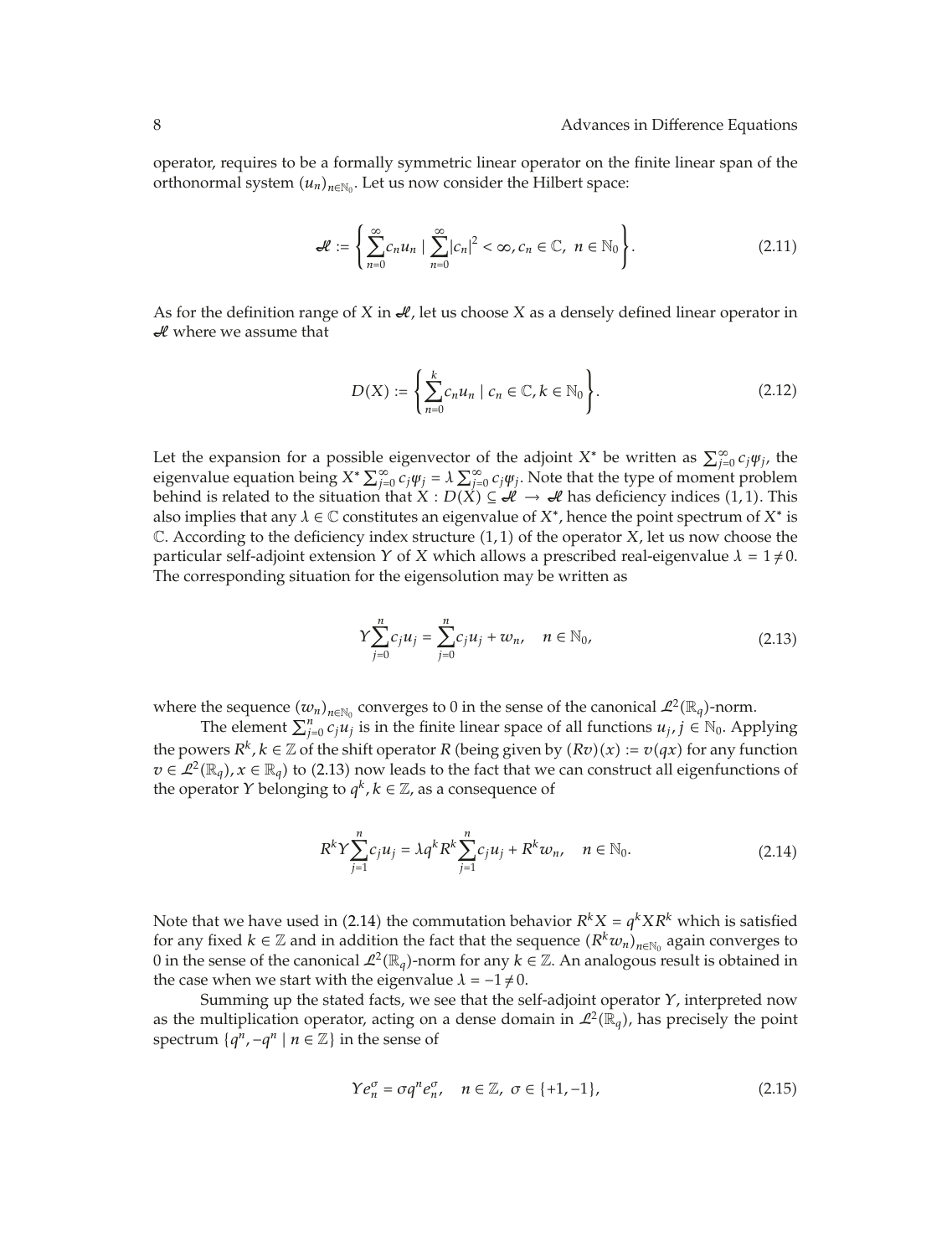operator, requires to be a formally symmetric linear operator on the finite linear span of the orthonormal system $(u_n)_{n\in\mathbb{N}_0}$. Let us now consider the Hilbert space:

$$\mathcal{H} := \left\{ \sum_{n=0}^{\infty} c_n u_n \mid \sum_{n=0}^{\infty} |c_n|^2 < \infty, c_n \in \mathbb{C},\ n \in \mathbb{N}_0 \right\}. \tag{2.11}$$

As for the definition range of $X$ in $\mathcal{H}$, let us choose $X$ as a densely defined linear operator in $\mathcal{H}$ where we assume that

$$D(X) := \left\{ \sum_{n=0}^{k} c_n u_n \mid c_n \in \mathbb{C}, k \in \mathbb{N}_0 \right\}. \tag{2.12}$$

Let the expansion for a possible eigenvector of the adjoint $X^*$ be written as $\sum_{j=0}^{\infty} c_j \psi_j$, the eigenvalue equation being $X^* \sum_{j=0}^{\infty} c_j \psi_j = \lambda \sum_{j=0}^{\infty} c_j \psi_j$. Note that the type of moment problem behind is related to the situation that $X : D(X) \subseteq \mathcal{H} \to \mathcal{H}$ has deficiency indices $(1,1)$. This also implies that any $\lambda \in \mathbb{C}$ constitutes an eigenvalue of $X^*$, hence the point spectrum of $X^*$ is $\mathbb{C}$. According to the deficiency index structure $(1,1)$ of the operator $X$, let us now choose the particular self-adjoint extension $Y$ of $X$ which allows a prescribed real-eigenvalue $\lambda = 1 \neq 0$. The corresponding situation for the eigensolution may be written as

$$Y \sum_{j=0}^{n} c_j u_j = \sum_{j=0}^{n} c_j u_j + w_n, \quad n \in \mathbb{N}_0, \tag{2.13}$$

where the sequence $(w_n)_{n\in\mathbb{N}_0}$ converges to 0 in the sense of the canonical $\mathcal{L}^2(\mathbb{R}_q)$-norm.

The element $\sum_{j=0}^{n} c_j u_j$ is in the finite linear space of all functions $u_j$, $j \in \mathbb{N}_0$. Applying the powers $R^k$, $k \in \mathbb{Z}$ of the shift operator $R$ (being given by $(Rv)(x) := v(qx)$ for any function $v \in \mathcal{L}^2(\mathbb{R}_q)$, $x \in \mathbb{R}_q$) to (2.13) now leads to the fact that we can construct all eigenfunctions of the operator $Y$ belonging to $q^k$, $k \in \mathbb{Z}$, as a consequence of

$$R^k Y \sum_{j=1}^{n} c_j u_j = \lambda q^k R^k \sum_{j=1}^{n} c_j u_j + R^k w_n, \quad n \in \mathbb{N}_0. \tag{2.14}$$

Note that we have used in (2.14) the commutation behavior $R^k X = q^k X R^k$ which is satisfied for any fixed $k \in \mathbb{Z}$ and in addition the fact that the sequence $(R^k w_n)_{n\in\mathbb{N}_0}$ again converges to 0 in the sense of the canonical $\mathcal{L}^2(\mathbb{R}_q)$-norm for any $k \in \mathbb{Z}$. An analogous result is obtained in the case when we start with the eigenvalue $\lambda = -1 \neq 0$.

Summing up the stated facts, we see that the self-adjoint operator $Y$, interpreted now as the multiplication operator, acting on a dense domain in $\mathcal{L}^2(\mathbb{R}_q)$, has precisely the point spectrum $\{q^n, -q^n \mid n \in \mathbb{Z}\}$ in the sense of

$$Y e_n^{\sigma} = \sigma q^n e_n^{\sigma}, \quad n \in \mathbb{Z},\ \sigma \in \{+1, -1\}, \tag{2.15}$$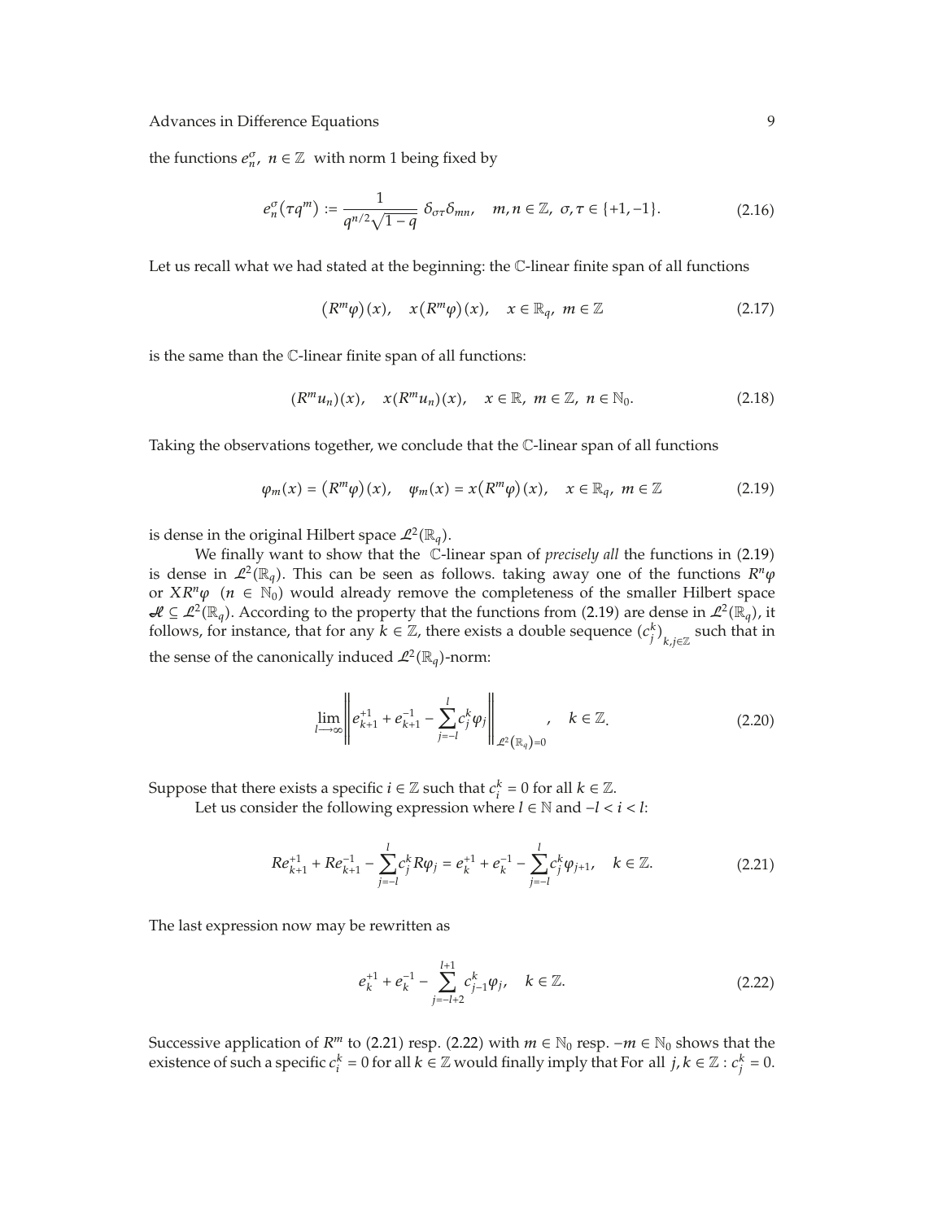the functions $e_n^\sigma$, $n \in \mathbb{Z}$ with norm 1 being fixed by

$$e_n^\sigma(\tau q^m) := \frac{1}{q^{n/2}\sqrt{1-q}}\ \delta_{\sigma\tau}\delta_{mn}, \quad m, n \in \mathbb{Z},\ \sigma, \tau \in \{+1, -1\}. \tag{2.16}$$

Let us recall what we had stated at the beginning: the $\mathbb{C}$-linear finite span of all functions

$$(R^m\varphi)(x), \quad x(R^m\varphi)(x), \quad x \in \mathbb{R}_q,\ m \in \mathbb{Z} \tag{2.17}$$

is the same than the $\mathbb{C}$-linear finite span of all functions:

$$(R^m u_n)(x), \quad x(R^m u_n)(x), \quad x \in \mathbb{R},\ m \in \mathbb{Z},\ n \in \mathbb{N}_0. \tag{2.18}$$

Taking the observations together, we conclude that the $\mathbb{C}$-linear span of all functions

$$\varphi_m(x) = (R^m\varphi)(x), \quad \psi_m(x) = x(R^m\varphi)(x), \quad x \in \mathbb{R}_q,\ m \in \mathbb{Z} \tag{2.19}$$

is dense in the original Hilbert space $\mathcal{L}^2(\mathbb{R}_q)$.

We finally want to show that the $\mathbb{C}$-linear span of *precisely all* the functions in (2.19) is dense in $\mathcal{L}^2(\mathbb{R}_q)$. This can be seen as follows. taking away one of the functions $R^n\varphi$ or $XR^n\varphi$ $(n \in \mathbb{N}_0)$ would already remove the completeness of the smaller Hilbert space $\mathcal{H} \subseteq \mathcal{L}^2(\mathbb{R}_q)$. According to the property that the functions from (2.19) are dense in $\mathcal{L}^2(\mathbb{R}_q)$, it follows, for instance, that for any $k \in \mathbb{Z}$, there exists a double sequence $(c_j^k)_{k,j\in\mathbb{Z}}$ such that in the sense of the canonically induced $\mathcal{L}^2(\mathbb{R}_q)$-norm:

$$\lim_{l\to\infty}\left\| e_{k+1}^{+1} + e_{k+1}^{-1} - \sum_{j=-l}^{l} c_j^k \varphi_j \right\|_{\mathcal{L}^2(\mathbb{R}_q)=0}, \quad k \in \mathbb{Z}. \tag{2.20}$$

Suppose that there exists a specific $i \in \mathbb{Z}$ such that $c_i^k = 0$ for all $k \in \mathbb{Z}$.

Let us consider the following expression where $l \in \mathbb{N}$ and $-l < i < l$:

$$Re_{k+1}^{+1} + Re_{k+1}^{-1} - \sum_{j=-l}^{l} c_j^k R\varphi_j = e_k^{+1} + e_k^{-1} - \sum_{j=-l}^{l} c_j^k \varphi_{j+1}, \quad k \in \mathbb{Z}. \tag{2.21}$$

The last expression now may be rewritten as

$$e_k^{+1} + e_k^{-1} - \sum_{j=-l+2}^{l+1} c_{j-1}^k \varphi_j, \quad k \in \mathbb{Z}. \tag{2.22}$$

Successive application of $R^m$ to (2.21) resp. (2.22) with $m \in \mathbb{N}_0$ resp. $-m \in \mathbb{N}_0$ shows that the existence of such a specific $c_i^k = 0$ for all $k \in \mathbb{Z}$ would finally imply that For all $j, k \in \mathbb{Z} : c_j^k = 0$.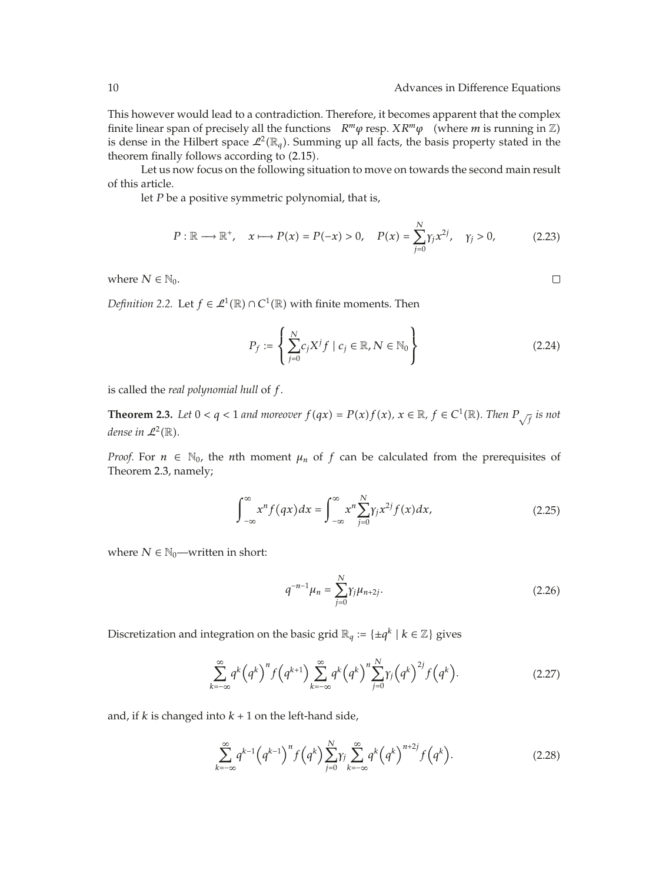This however would lead to a contradiction. Therefore, it becomes apparent that the complex finite linear span of precisely all the functions $R^m\varphi$ resp. $XR^m\varphi$ (where $m$ is running in $\mathbb{Z}$) is dense in the Hilbert space $\mathcal{L}^2(\mathbb{R}_q)$. Summing up all facts, the basis property stated in the theorem finally follows according to (2.15).

Let us now focus on the following situation to move on towards the second main result of this article.

let $P$ be a positive symmetric polynomial, that is,

$$P : \mathbb{R} \longrightarrow \mathbb{R}^+, \quad x \longmapsto P(x) = P(-x) > 0, \quad P(x) = \sum_{j=0}^{N} \gamma_j x^{2j}, \quad \gamma_j > 0, \tag{2.23}$$

where $N \in \mathbb{N}_0$. $\square$

*Definition 2.2.* Let $f \in \mathcal{L}^1(\mathbb{R}) \cap C^1(\mathbb{R})$ with finite moments. Then

$$P_f := \left\{ \sum_{j=0}^{N} c_j X^j f \mid c_j \in \mathbb{R}, N \in \mathbb{N}_0 \right\} \tag{2.24}$$

is called the *real polynomial hull* of $f$.

**Theorem 2.3.** *Let $0 < q < 1$ and moreover $f(qx) = P(x)f(x)$, $x \in \mathbb{R}$, $f \in C^1(\mathbb{R})$. Then $P_{\sqrt{f}}$ is not dense in $\mathcal{L}^2(\mathbb{R})$.*

*Proof.* For $n \in \mathbb{N}_0$, the $n$th moment $\mu_n$ of $f$ can be calculated from the prerequisites of Theorem 2.3, namely;

$$\int_{-\infty}^{\infty} x^n f(qx)dx = \int_{-\infty}^{\infty} x^n \sum_{j=0}^{N} \gamma_j x^{2j} f(x)dx, \tag{2.25}$$

where $N \in \mathbb{N}_0$—written in short:

$$q^{-n-1}\mu_n = \sum_{j=0}^{N} \gamma_j \mu_{n+2j}. \tag{2.26}$$

Discretization and integration on the basic grid $\mathbb{R}_q := \{\pm q^k \mid k \in \mathbb{Z}\}$ gives

$$\sum_{k=-\infty}^{\infty} q^k \left(q^k\right)^n f\left(q^{k+1}\right) \sum_{k=-\infty}^{\infty} q^k \left(q^k\right)^n \sum_{j=0}^{N} \gamma_j \left(q^k\right)^{2j} f\left(q^k\right). \tag{2.27}$$

and, if $k$ is changed into $k+1$ on the left-hand side,

$$\sum_{k=-\infty}^{\infty} q^{k-1} \left(q^{k-1}\right)^n f\left(q^k\right) \sum_{j=0}^{N} \gamma_j \sum_{k=-\infty}^{\infty} q^k \left(q^k\right)^{n+2j} f\left(q^k\right). \tag{2.28}$$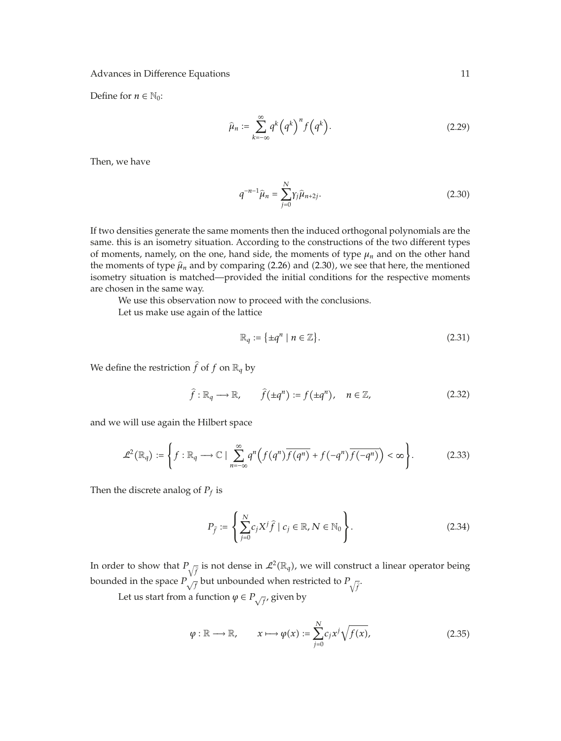Define for $n \in \mathbb{N}_0$:

$$\widehat{\mu}_n := \sum_{k=-\infty}^{\infty} q^k \left(q^k\right)^n f\left(q^k\right). \tag{2.29}$$

Then, we have

$$q^{-n-1}\widehat{\mu}_n = \sum_{j=0}^{N} \gamma_j \widehat{\mu}_{n+2j}. \tag{2.30}$$

If two densities generate the same moments then the induced orthogonal polynomials are the same. this is an isometry situation. According to the constructions of the two different types of moments, namely, on the one, hand side, the moments of type $\mu_n$ and on the other hand the moments of type $\widehat{\mu}_n$ and by comparing (2.26) and (2.30), we see that here, the mentioned isometry situation is matched—provided the initial conditions for the respective moments are chosen in the same way.

We use this observation now to proceed with the conclusions.

Let us make use again of the lattice

$$\mathbb{R}_q := \left\{\pm q^n \mid n \in \mathbb{Z}\right\}. \tag{2.31}$$

We define the restriction $\widehat{f}$ of $f$ on $\mathbb{R}_q$ by

$$\widehat{f} : \mathbb{R}_q \longrightarrow \mathbb{R}, \qquad \widehat{f}(\pm q^n) := f(\pm q^n), \quad n \in \mathbb{Z}, \tag{2.32}$$

and we will use again the Hilbert space

$$\mathcal{L}^2(\mathbb{R}_q) := \left\{ f : \mathbb{R}_q \longrightarrow \mathbb{C} \mid \sum_{n=-\infty}^{\infty} q^n \left( f(q^n)\overline{f(q^n)} + f(-q^n)\overline{f(-q^n)} \right) < \infty \right\}. \tag{2.33}$$

Then the discrete analog of $P_f$ is

$$P_{\widehat{f}} := \left\{ \sum_{j=0}^{N} c_j X^j \widehat{f} \mid c_j \in \mathbb{R}, N \in \mathbb{N}_0 \right\}. \tag{2.34}$$

In order to show that $P_{\sqrt{\widehat{f}}}$ is not dense in $\mathcal{L}^2(\mathbb{R}_q)$, we will construct a linear operator being bounded in the space $P_{\sqrt{f}}$ but unbounded when restricted to $P_{\sqrt{\widehat{f}}}$.

Let us start from a function $\varphi \in P_{\sqrt{f}}$, given by

$$\varphi : \mathbb{R} \longrightarrow \mathbb{R}, \qquad x \longmapsto \varphi(x) := \sum_{j=0}^{N} c_j x^j \sqrt{f(x)}, \tag{2.35}$$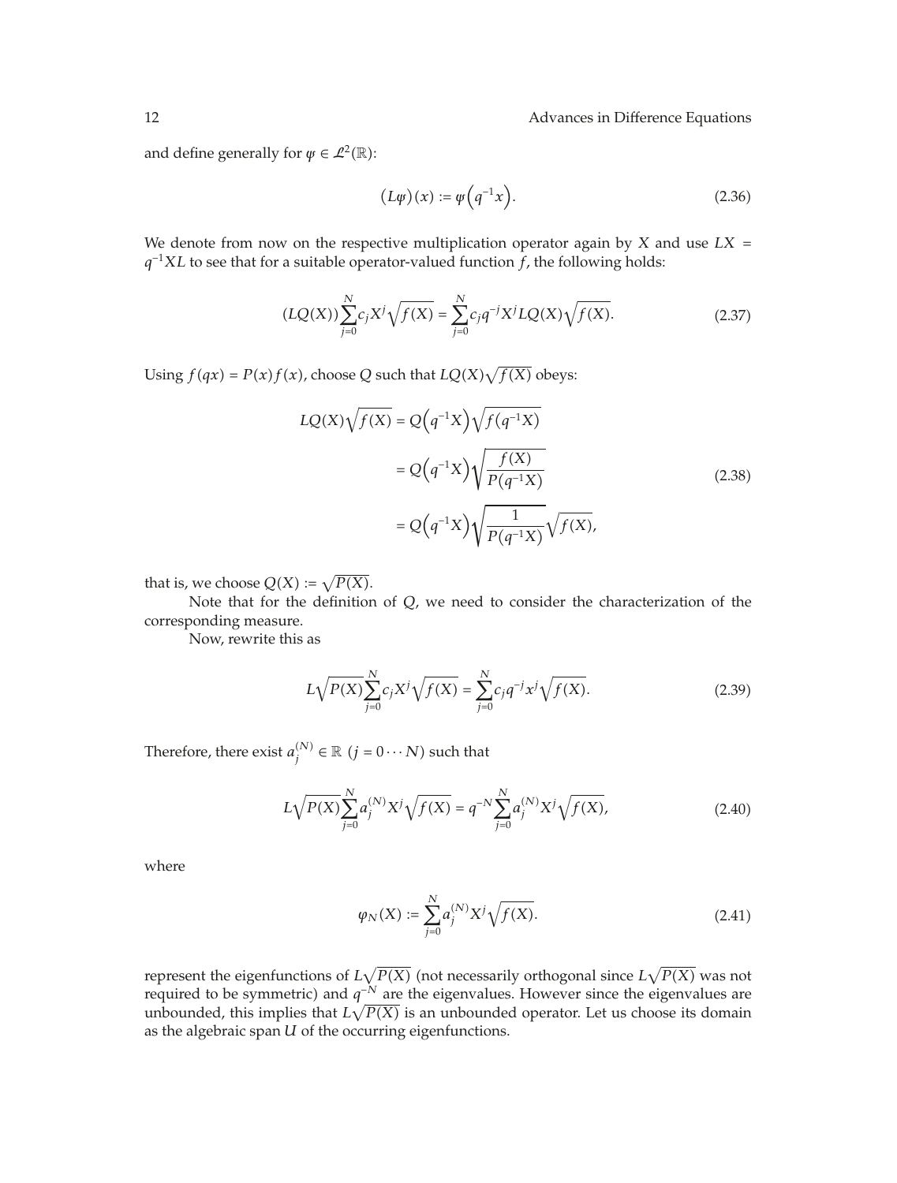and define generally for $\varphi \in \mathcal{L}^2(\mathbb{R})$:

$$(L\varphi)(x) := \varphi\left(q^{-1}x\right). \tag{2.36}$$

We denote from now on the respective multiplication operator again by $X$ and use $LX = q^{-1}XL$ to see that for a suitable operator-valued function $f$, the following holds:

$$(LQ(X))\sum_{j=0}^{N} c_j X^j \sqrt{f(X)} = \sum_{j=0}^{N} c_j q^{-j} X^j LQ(X)\sqrt{f(X)}. \tag{2.37}$$

Using $f(qx) = P(x)f(x)$, choose $Q$ such that $LQ(X)\sqrt{f(X)}$ obeys:

$$\begin{aligned}
LQ(X)\sqrt{f(X)} &= Q\left(q^{-1}X\right)\sqrt{f(q^{-1}X)} \\
&= Q\left(q^{-1}X\right)\sqrt{\frac{f(X)}{P(q^{-1}X)}} \\
&= Q\left(q^{-1}X\right)\sqrt{\frac{1}{P(q^{-1}X)}}\sqrt{f(X)},
\end{aligned} \tag{2.38}$$

that is, we choose $Q(X) := \sqrt{P(X)}$.

Note that for the definition of $Q$, we need to consider the characterization of the corresponding measure.

Now, rewrite this as

$$L\sqrt{P(X)}\sum_{j=0}^{N} c_j X^j \sqrt{f(X)} = \sum_{j=0}^{N} c_j q^{-j} x^j \sqrt{f(X)}. \tag{2.39}$$

Therefore, there exist $a_j^{(N)} \in \mathbb{R}$ $(j = 0 \cdots N)$ such that

$$L\sqrt{P(X)}\sum_{j=0}^{N} a_j^{(N)} X^j \sqrt{f(X)} = q^{-N}\sum_{j=0}^{N} a_j^{(N)} X^j \sqrt{f(X)}, \tag{2.40}$$

where

$$\varphi_N(X) := \sum_{j=0}^{N} a_j^{(N)} X^j \sqrt{f(X)}. \tag{2.41}$$

represent the eigenfunctions of $L\sqrt{P(X)}$ (not necessarily orthogonal since $L\sqrt{P(X)}$ was not required to be symmetric) and $q^{-N}$ are the eigenvalues. However since the eigenvalues are unbounded, this implies that $L\sqrt{P(X)}$ is an unbounded operator. Let us choose its domain as the algebraic span $U$ of the occurring eigenfunctions.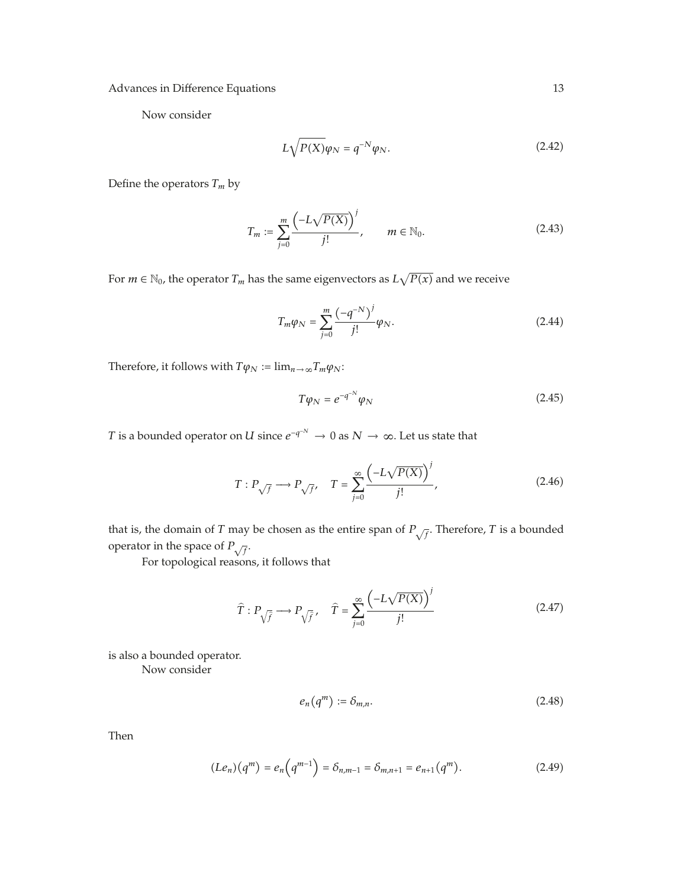Now consider

$$L\sqrt{P(X)}\varphi_N = q^{-N}\varphi_N. \tag{2.42}$$

Define the operators $T_m$ by

$$T_m := \sum_{j=0}^{m} \frac{\left(-L\sqrt{P(X)}\right)^j}{j!}, \qquad m \in \mathbb{N}_0. \tag{2.43}$$

For $m \in \mathbb{N}_0$, the operator $T_m$ has the same eigenvectors as $L\sqrt{P(x)}$ and we receive

$$T_m\varphi_N = \sum_{j=0}^{m} \frac{\left(-q^{-N}\right)^j}{j!}\varphi_N. \tag{2.44}$$

Therefore, it follows with $T\varphi_N := \lim_{n\to\infty} T_m\varphi_N$:

$$T\varphi_N = e^{-q^{-N}}\varphi_N \tag{2.45}$$

$T$ is a bounded operator on $U$ since $e^{-q^{-N}} \to 0$ as $N \to \infty$. Let us state that

$$T : P_{\sqrt{f}} \longrightarrow P_{\sqrt{f}}, \quad T = \sum_{j=0}^{\infty} \frac{\left(-L\sqrt{P(X)}\right)^j}{j!}, \tag{2.46}$$

that is, the domain of $T$ may be chosen as the entire span of $P_{\sqrt{f}}$. Therefore, $T$ is a bounded operator in the space of $P_{\sqrt{f}}$.

For topological reasons, it follows that

$$\widehat{T} : P_{\sqrt{f}} \longrightarrow P_{\sqrt{f}}, \quad \widehat{T} = \sum_{j=0}^{\infty} \frac{\left(-L\sqrt{P(X)}\right)^j}{j!} \tag{2.47}$$

is also a bounded operator.

Now consider

$$e_n(q^m) := \delta_{m,n}. \tag{2.48}$$

Then

$$(Le_n)(q^m) = e_n\left(q^{m-1}\right) = \delta_{n,m-1} = \delta_{m,n+1} = e_{n+1}(q^m). \tag{2.49}$$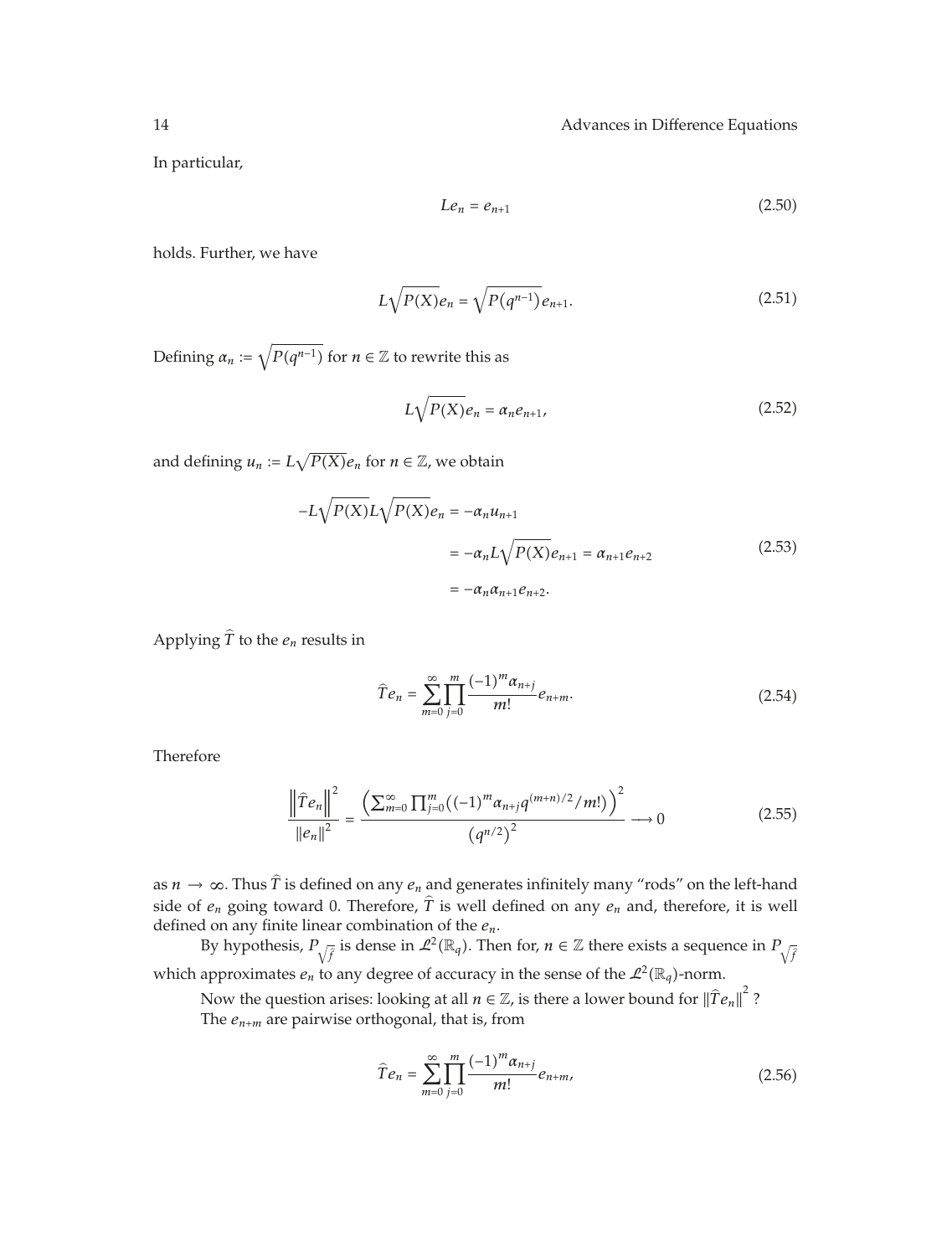In particular,

$$Le_n = e_{n+1} \tag{2.50}$$

holds. Further, we have

$$L\sqrt{P(X)}e_n = \sqrt{P(q^{n-1})}e_{n+1}. \tag{2.51}$$

Defining $\alpha_n := \sqrt{P(q^{n-1})}$ for $n \in \mathbb{Z}$ to rewrite this as

$$L\sqrt{P(X)}e_n = \alpha_n e_{n+1}, \tag{2.52}$$

and defining $u_n := L\sqrt{P(X)}e_n$ for $n \in \mathbb{Z}$, we obtain

$$\begin{aligned} -L\sqrt{P(X)}L\sqrt{P(X)}e_n &= -\alpha_n u_{n+1} \\ &= -\alpha_n L\sqrt{P(X)}e_{n+1} = \alpha_{n+1}e_{n+2} \\ &= -\alpha_n \alpha_{n+1} e_{n+2}. \end{aligned} \tag{2.53}$$

Applying $\widehat{T}$ to the $e_n$ results in

$$\widehat{T}e_n = \sum_{m=0}^{\infty} \prod_{j=0}^{m} \frac{(-1)^m \alpha_{n+j}}{m!} e_{n+m}. \tag{2.54}$$

Therefore

$$\frac{\left\|\widehat{T}e_n\right\|^2}{\|e_n\|^2} = \frac{\left(\sum_{m=0}^{\infty} \prod_{j=0}^{m} \left((-1)^m \alpha_{n+j} q^{(m+n)/2}/m!\right)\right)^2}{\left(q^{n/2}\right)^2} \longrightarrow 0 \tag{2.55}$$

as $n \to \infty$. Thus $\widehat{T}$ is defined on any $e_n$ and generates infinitely many "rods" on the left-hand side of $e_n$ going toward 0. Therefore, $\widehat{T}$ is well defined on any $e_n$ and, therefore, it is well defined on any finite linear combination of the $e_n$.

By hypothesis, $P_{\sqrt{f}}$ is dense in $\mathcal{L}^2(\mathbb{R}_q)$. Then for, $n \in \mathbb{Z}$ there exists a sequence in $P_{\sqrt{f}}$ which approximates $e_n$ to any degree of accuracy in the sense of the $\mathcal{L}^2(\mathbb{R}_q)$-norm.

Now the question arises: looking at all $n \in \mathbb{Z}$, is there a lower bound for $\|\widehat{T}e_n\|^2$ ?

The $e_{n+m}$ are pairwise orthogonal, that is, from

$$\widehat{T}e_n = \sum_{m=0}^{\infty} \prod_{j=0}^{m} \frac{(-1)^m \alpha_{n+j}}{m!} e_{n+m}, \tag{2.56}$$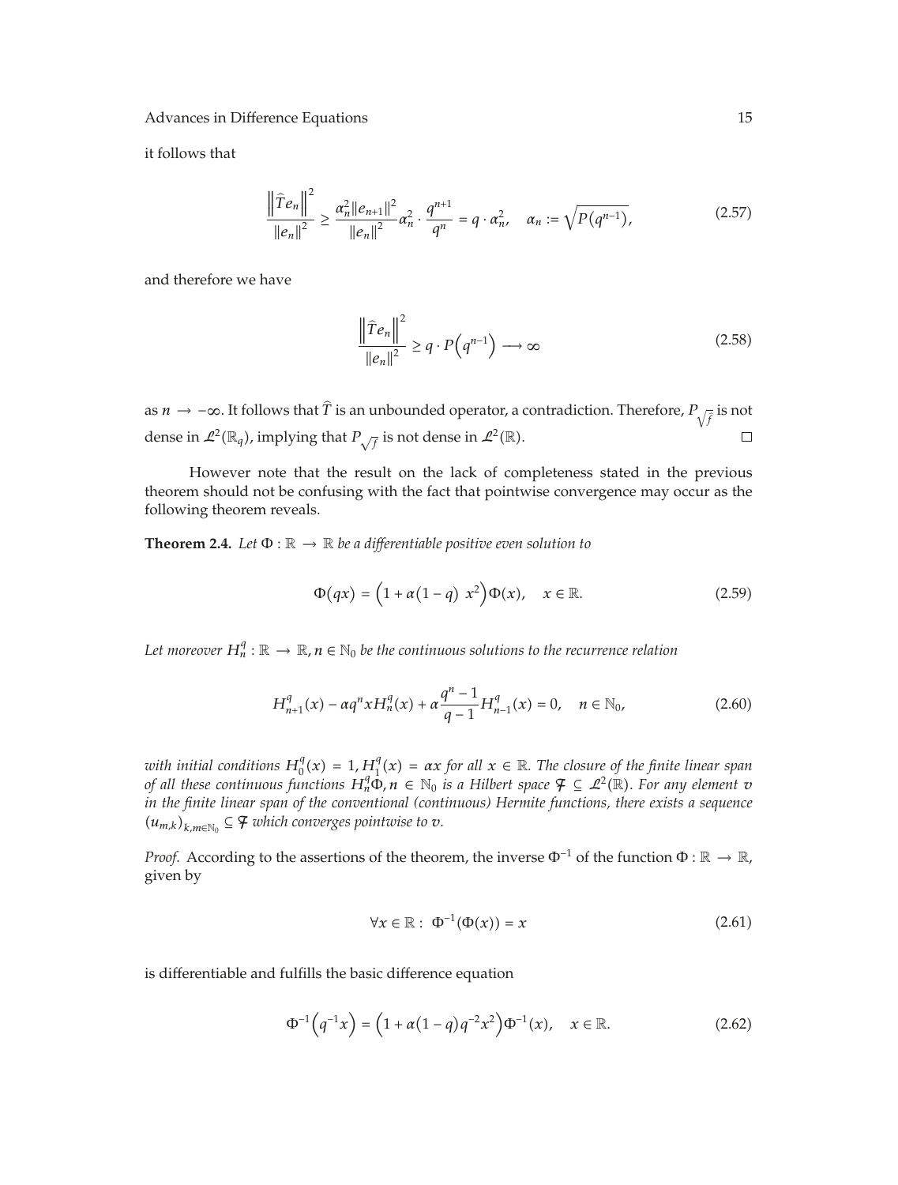it follows that

$$\frac{\left\|\widehat{T}e_n\right\|^2}{\|e_n\|^2} \geq \frac{\alpha_n^2\|e_{n+1}\|^2}{\|e_n\|^2}\alpha_n^2 \cdot \frac{q^{n+1}}{q^n} = q \cdot \alpha_n^2, \quad \alpha_n := \sqrt{P(q^{n-1})}, \tag{2.57}$$

and therefore we have

$$\frac{\left\|\widehat{T}e_n\right\|^2}{\|e_n\|^2} \geq q \cdot P\left(q^{n-1}\right) \longrightarrow \infty \tag{2.58}$$

as $n \to -\infty$. It follows that $\widehat{T}$ is an unbounded operator, a contradiction. Therefore, $P_{\sqrt{\hat{f}}}$ is not dense in $\mathcal{L}^2(\mathbb{R}_q)$, implying that $P_{\sqrt{f}}$ is not dense in $\mathcal{L}^2(\mathbb{R})$. □

However note that the result on the lack of completeness stated in the previous theorem should not be confusing with the fact that pointwise convergence may occur as the following theorem reveals.

**Theorem 2.4.** *Let $\Phi : \mathbb{R} \to \mathbb{R}$ be a differentiable positive even solution to*

$$\Phi(qx) = \left(1 + \alpha(1-q)\ x^2\right)\Phi(x), \quad x \in \mathbb{R}. \tag{2.59}$$

*Let moreover $H_n^q : \mathbb{R} \to \mathbb{R}, n \in \mathbb{N}_0$ be the continuous solutions to the recurrence relation*

$$H_{n+1}^q(x) - \alpha q^n x H_n^q(x) + \alpha\frac{q^n - 1}{q - 1}H_{n-1}^q(x) = 0, \quad n \in \mathbb{N}_0, \tag{2.60}$$

*with initial conditions $H_0^q(x) = 1, H_1^q(x) = \alpha x$ for all $x \in \mathbb{R}$. The closure of the finite linear span of all these continuous functions $H_n^q\Phi, n \in \mathbb{N}_0$ is a Hilbert space $\mathcal{F} \subseteq \mathcal{L}^2(\mathbb{R})$. For any element $v$ in the finite linear span of the conventional (continuous) Hermite functions, there exists a sequence $(u_{m,k})_{k,m\in\mathbb{N}_0} \subseteq \mathcal{F}$ which converges pointwise to $v$.*

*Proof.* According to the assertions of the theorem, the inverse $\Phi^{-1}$ of the function $\Phi : \mathbb{R} \to \mathbb{R}$, given by

$$\forall x \in \mathbb{R} : \ \Phi^{-1}(\Phi(x)) = x \tag{2.61}$$

is differentiable and fulfills the basic difference equation

$$\Phi^{-1}\left(q^{-1}x\right) = \left(1 + \alpha(1-q)q^{-2}x^2\right)\Phi^{-1}(x), \quad x \in \mathbb{R}. \tag{2.62}$$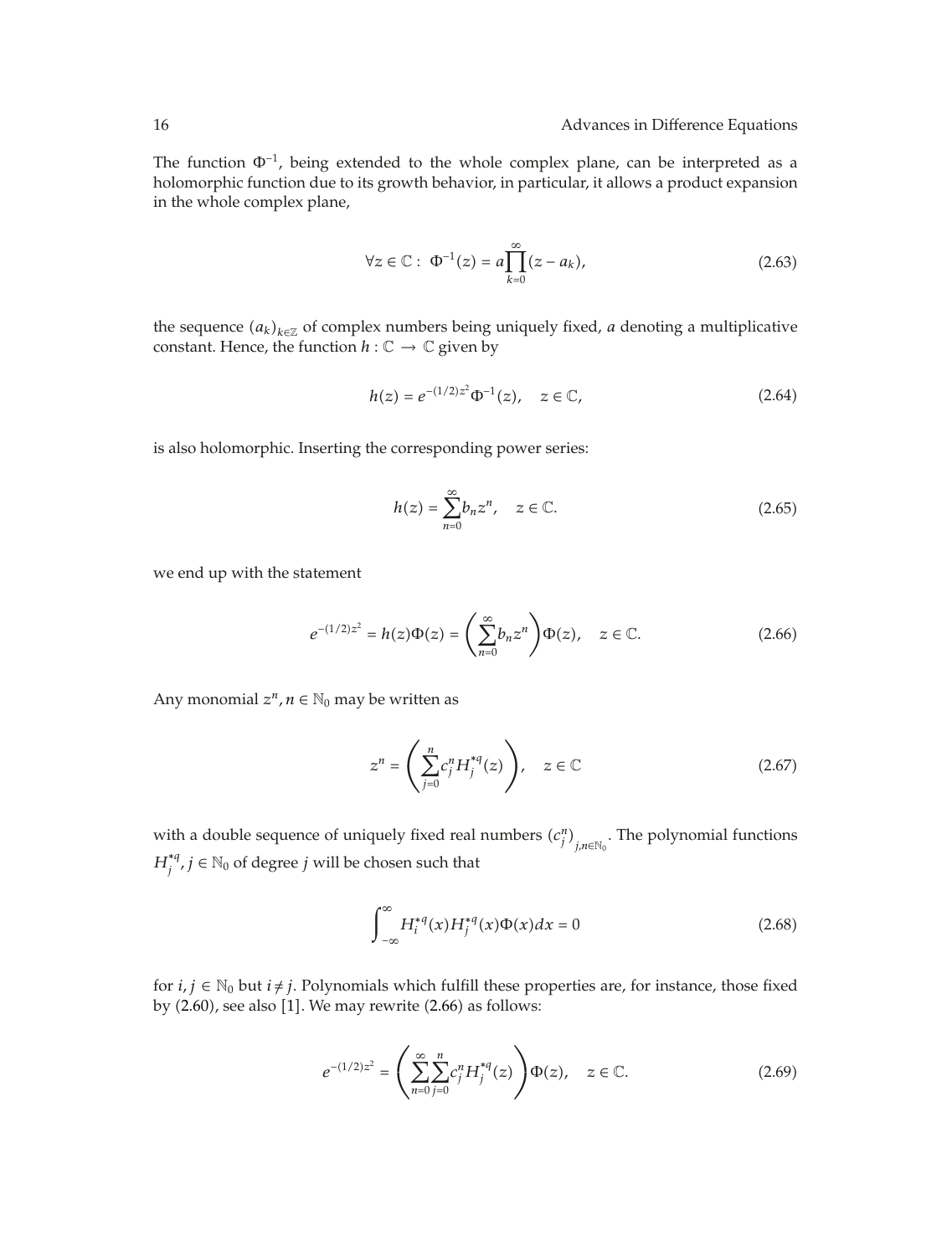The function $\Phi^{-1}$, being extended to the whole complex plane, can be interpreted as a holomorphic function due to its growth behavior, in particular, it allows a product expansion in the whole complex plane,

$$\forall z \in \mathbb{C} : \ \Phi^{-1}(z) = a\prod_{k=0}^{\infty}(z - a_k), \tag{2.63}$$

the sequence $(a_k)_{k\in\mathbb{Z}}$ of complex numbers being uniquely fixed, $a$ denoting a multiplicative constant. Hence, the function $h : \mathbb{C} \to \mathbb{C}$ given by

$$h(z) = e^{-(1/2)z^2}\Phi^{-1}(z), \quad z \in \mathbb{C}, \tag{2.64}$$

is also holomorphic. Inserting the corresponding power series:

$$h(z) = \sum_{n=0}^{\infty} b_n z^n, \quad z \in \mathbb{C}. \tag{2.65}$$

we end up with the statement

$$e^{-(1/2)z^2} = h(z)\Phi(z) = \left(\sum_{n=0}^{\infty} b_n z^n\right)\Phi(z), \quad z \in \mathbb{C}. \tag{2.66}$$

Any monomial $z^n, n \in \mathbb{N}_0$ may be written as

$$z^n = \left(\sum_{j=0}^{n} c_j^n H_j^{*q}(z)\right), \quad z \in \mathbb{C} \tag{2.67}$$

with a double sequence of uniquely fixed real numbers $(c_j^n)_{j,n\in\mathbb{N}_0}$. The polynomial functions $H_j^{*q}, j \in \mathbb{N}_0$ of degree $j$ will be chosen such that

$$\int_{-\infty}^{\infty} H_i^{*q}(x) H_j^{*q}(x)\Phi(x)dx = 0 \tag{2.68}$$

for $i, j \in \mathbb{N}_0$ but $i \neq j$. Polynomials which fulfill these properties are, for instance, those fixed by (2.60), see also [1]. We may rewrite (2.66) as follows:

$$e^{-(1/2)z^2} = \left(\sum_{n=0}^{\infty}\sum_{j=0}^{n} c_j^n H_j^{*q}(z)\right)\Phi(z), \quad z \in \mathbb{C}. \tag{2.69}$$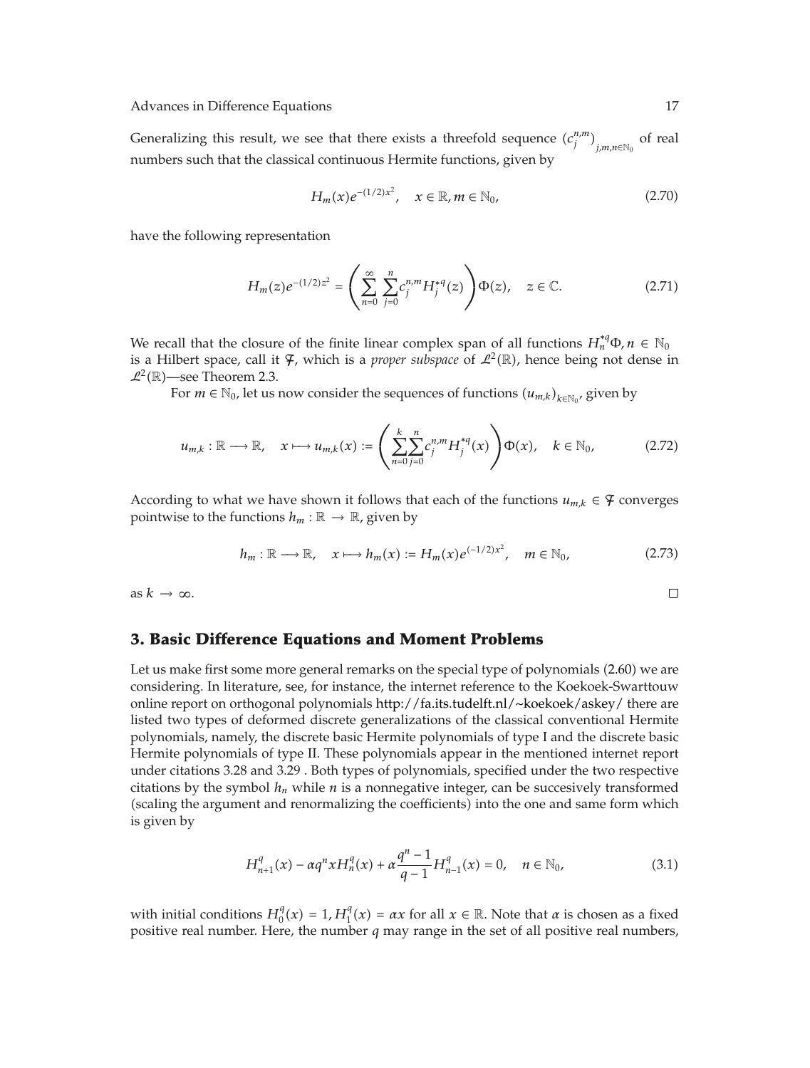Generalizing this result, we see that there exists a threefold sequence $(c_j^{n,m})_{j,m,n\in\mathbb{N}_0}$ of real numbers such that the classical continuous Hermite functions, given by

$$H_m(x)e^{-(1/2)x^2}, \quad x \in \mathbb{R}, m \in \mathbb{N}_0, \tag{2.70}$$

have the following representation

$$H_m(z)e^{-(1/2)z^2} = \left(\sum_{n=0}^{\infty}\sum_{j=0}^{n} c_j^{n,m} H_j^{*q}(z)\right)\Phi(z), \quad z \in \mathbb{C}. \tag{2.71}$$

We recall that the closure of the finite linear complex span of all functions $H_n^{*q}\Phi, n \in \mathbb{N}_0$ is a Hilbert space, call it $\mathcal{F}$, which is a *proper subspace* of $\mathcal{L}^2(\mathbb{R})$, hence being not dense in $\mathcal{L}^2(\mathbb{R})$—see Theorem 2.3.

For $m \in \mathbb{N}_0$, let us now consider the sequences of functions $(u_{m,k})_{k\in\mathbb{N}_0}$, given by

$$u_{m,k} : \mathbb{R} \longrightarrow \mathbb{R}, \quad x \longmapsto u_{m,k}(x) := \left(\sum_{n=0}^{k}\sum_{j=0}^{n} c_j^{n,m} H_j^{*q}(x)\right)\Phi(x), \quad k \in \mathbb{N}_0, \tag{2.72}$$

According to what we have shown it follows that each of the functions $u_{m,k} \in \mathcal{F}$ converges pointwise to the functions $h_m : \mathbb{R} \to \mathbb{R}$, given by

$$h_m : \mathbb{R} \longrightarrow \mathbb{R}, \quad x \longmapsto h_m(x) := H_m(x)e^{(-1/2)x^2}, \quad m \in \mathbb{N}_0, \tag{2.73}$$

as $k \to \infty$. □

## 3. Basic Difference Equations and Moment Problems

Let us make first some more general remarks on the special type of polynomials (2.60) we are considering. In literature, see, for instance, the internet reference to the Koekoek-Swarttouw online report on orthogonal polynomials http://fa.its.tudelft.nl/~koekoek/askey/ there are listed two types of deformed discrete generalizations of the classical conventional Hermite polynomials, namely, the discrete basic Hermite polynomials of type I and the discrete basic Hermite polynomials of type II. These polynomials appear in the mentioned internet report under citations 3.28 and 3.29 . Both types of polynomials, specified under the two respective citations by the symbol $h_n$ while $n$ is a nonnegative integer, can be succesively transformed (scaling the argument and renormalizing the coefficients) into the one and same form which is given by

$$H_{n+1}^q(x) - \alpha q^n x H_n^q(x) + \alpha \frac{q^n - 1}{q - 1} H_{n-1}^q(x) = 0, \quad n \in \mathbb{N}_0, \tag{3.1}$$

with initial conditions $H_0^q(x) = 1, H_1^q(x) = \alpha x$ for all $x \in \mathbb{R}$. Note that $\alpha$ is chosen as a fixed positive real number. Here, the number $q$ may range in the set of all positive real numbers,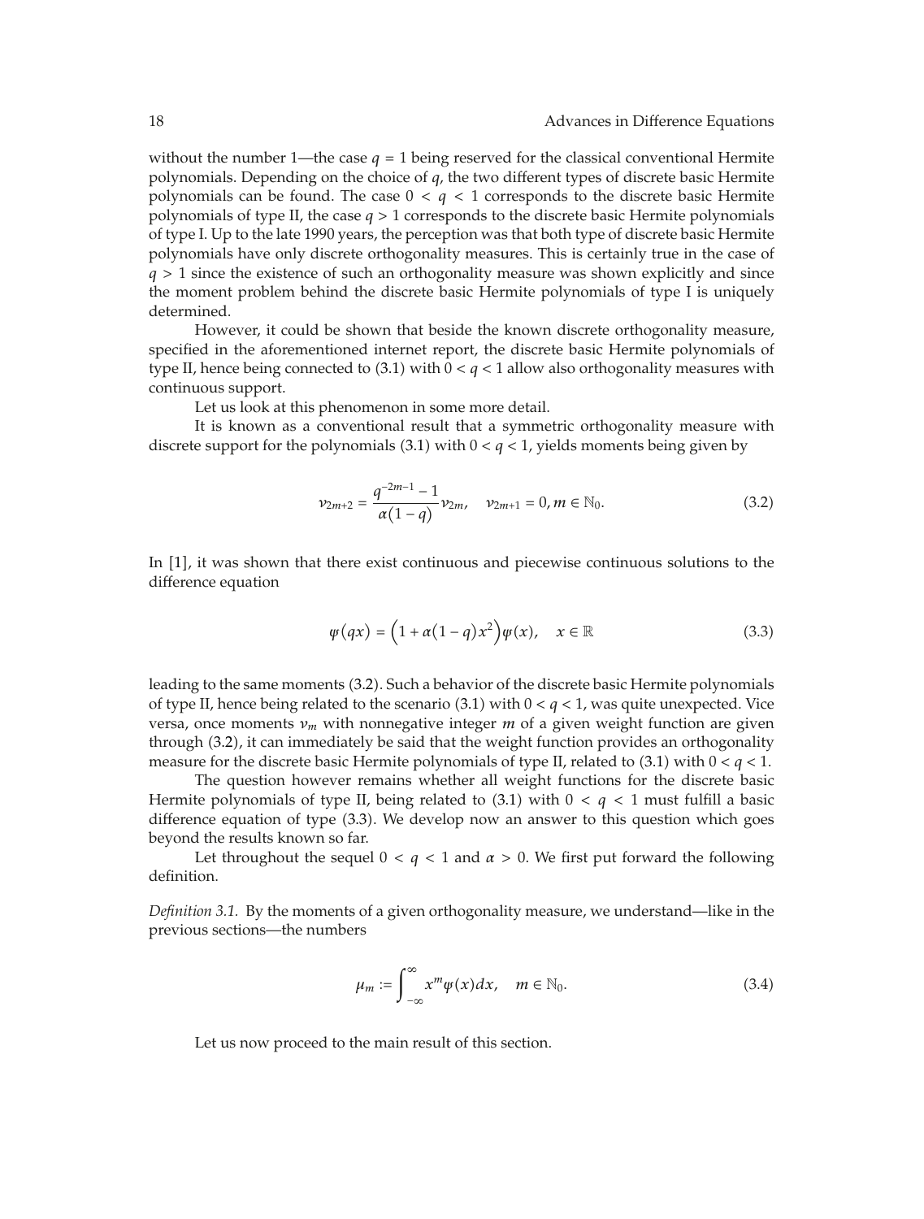without the number 1—the case $q = 1$ being reserved for the classical conventional Hermite polynomials. Depending on the choice of $q$, the two different types of discrete basic Hermite polynomials can be found. The case $0 < q < 1$ corresponds to the discrete basic Hermite polynomials of type II, the case $q > 1$ corresponds to the discrete basic Hermite polynomials of type I. Up to the late 1990 years, the perception was that both type of discrete basic Hermite polynomials have only discrete orthogonality measures. This is certainly true in the case of $q > 1$ since the existence of such an orthogonality measure was shown explicitly and since the moment problem behind the discrete basic Hermite polynomials of type I is uniquely determined.

However, it could be shown that beside the known discrete orthogonality measure, specified in the aforementioned internet report, the discrete basic Hermite polynomials of type II, hence being connected to (3.1) with $0 < q < 1$ allow also orthogonality measures with continuous support.

Let us look at this phenomenon in some more detail.

It is known as a conventional result that a symmetric orthogonality measure with discrete support for the polynomials (3.1) with $0 < q < 1$, yields moments being given by

$$\nu_{2m+2} = \frac{q^{-2m-1} - 1}{\alpha(1-q)} \nu_{2m}, \quad \nu_{2m+1} = 0, m \in \mathbb{N}_0. \tag{3.2}$$

In [1], it was shown that there exist continuous and piecewise continuous solutions to the difference equation

$$\psi(qx) = \left(1 + \alpha(1-q)x^2\right)\psi(x), \quad x \in \mathbb{R} \tag{3.3}$$

leading to the same moments (3.2). Such a behavior of the discrete basic Hermite polynomials of type II, hence being related to the scenario (3.1) with $0 < q < 1$, was quite unexpected. Vice versa, once moments $\nu_m$ with nonnegative integer $m$ of a given weight function are given through (3.2), it can immediately be said that the weight function provides an orthogonality measure for the discrete basic Hermite polynomials of type II, related to (3.1) with $0 < q < 1$.

The question however remains whether all weight functions for the discrete basic Hermite polynomials of type II, being related to (3.1) with $0 < q < 1$ must fulfill a basic difference equation of type (3.3). We develop now an answer to this question which goes beyond the results known so far.

Let throughout the sequel $0 < q < 1$ and $\alpha > 0$. We first put forward the following definition.

*Definition 3.1.* By the moments of a given orthogonality measure, we understand—like in the previous sections—the numbers

$$\mu_m := \int_{-\infty}^{\infty} x^m \psi(x) dx, \quad m \in \mathbb{N}_0. \tag{3.4}$$

Let us now proceed to the main result of this section.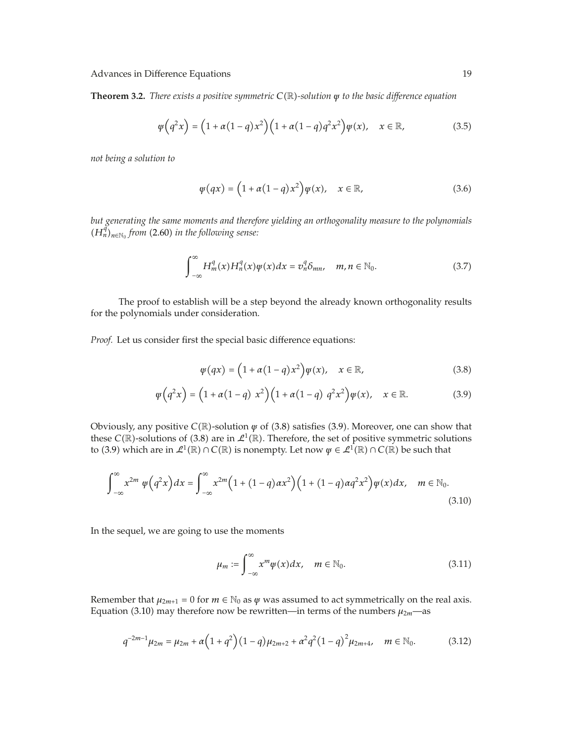**Theorem 3.2.** *There exists a positive symmetric $C(\mathbb{R})$-solution $\psi$ to the basic difference equation*

$$\psi\left(q^2 x\right) = \left(1 + \alpha(1-q)x^2\right)\left(1 + \alpha(1-q)q^2 x^2\right)\psi(x), \quad x \in \mathbb{R}, \tag{3.5}$$

*not being a solution to*

$$\psi(qx) = \left(1 + \alpha(1-q)x^2\right)\psi(x), \quad x \in \mathbb{R}, \tag{3.6}$$

*but generating the same moments and therefore yielding an orthogonality measure to the polynomials $(H_n^q)_{n \in \mathbb{N}_0}$ from* (2.60) *in the following sense:*

$$\int_{-\infty}^{\infty} H_m^q(x) H_n^q(x) \psi(x) dx = v_n^q \delta_{mn}, \quad m, n \in \mathbb{N}_0. \tag{3.7}$$

The proof to establish will be a step beyond the already known orthogonality results for the polynomials under consideration.

*Proof.* Let us consider first the special basic difference equations:

$$\psi(qx) = \left(1 + \alpha(1-q)x^2\right)\psi(x), \quad x \in \mathbb{R}, \tag{3.8}$$

$$\psi\left(q^2 x\right) = \left(1 + \alpha(1-q)\ x^2\right)\left(1 + \alpha(1-q)\ q^2 x^2\right)\psi(x), \quad x \in \mathbb{R}. \tag{3.9}$$

Obviously, any positive $C(\mathbb{R})$-solution $\psi$ of (3.8) satisfies (3.9). Moreover, one can show that these $C(\mathbb{R})$-solutions of (3.8) are in $\mathcal{L}^1(\mathbb{R})$. Therefore, the set of positive symmetric solutions to (3.9) which are in $\mathcal{L}^1(\mathbb{R}) \cap C(\mathbb{R})$ is nonempty. Let now $\psi \in \mathcal{L}^1(\mathbb{R}) \cap C(\mathbb{R})$ be such that

$$\int_{-\infty}^{\infty} x^{2m}\ \psi\left(q^2 x\right) dx = \int_{-\infty}^{\infty} x^{2m}\left(1 + (1-q)\alpha x^2\right)\left(1 + (1-q)\alpha q^2 x^2\right)\psi(x) dx, \quad m \in \mathbb{N}_0. \tag{3.10}$$

In the sequel, we are going to use the moments

$$\mu_m := \int_{-\infty}^{\infty} x^m \psi(x) dx, \quad m \in \mathbb{N}_0. \tag{3.11}$$

Remember that $\mu_{2m+1} = 0$ for $m \in \mathbb{N}_0$ as $\psi$ was assumed to act symmetrically on the real axis. Equation (3.10) may therefore now be rewritten—in terms of the numbers $\mu_{2m}$—as

$$q^{-2m-1}\mu_{2m} = \mu_{2m} + \alpha\left(1 + q^2\right)(1-q)\mu_{2m+2} + \alpha^2 q^2 (1-q)^2 \mu_{2m+4}, \quad m \in \mathbb{N}_0. \tag{3.12}$$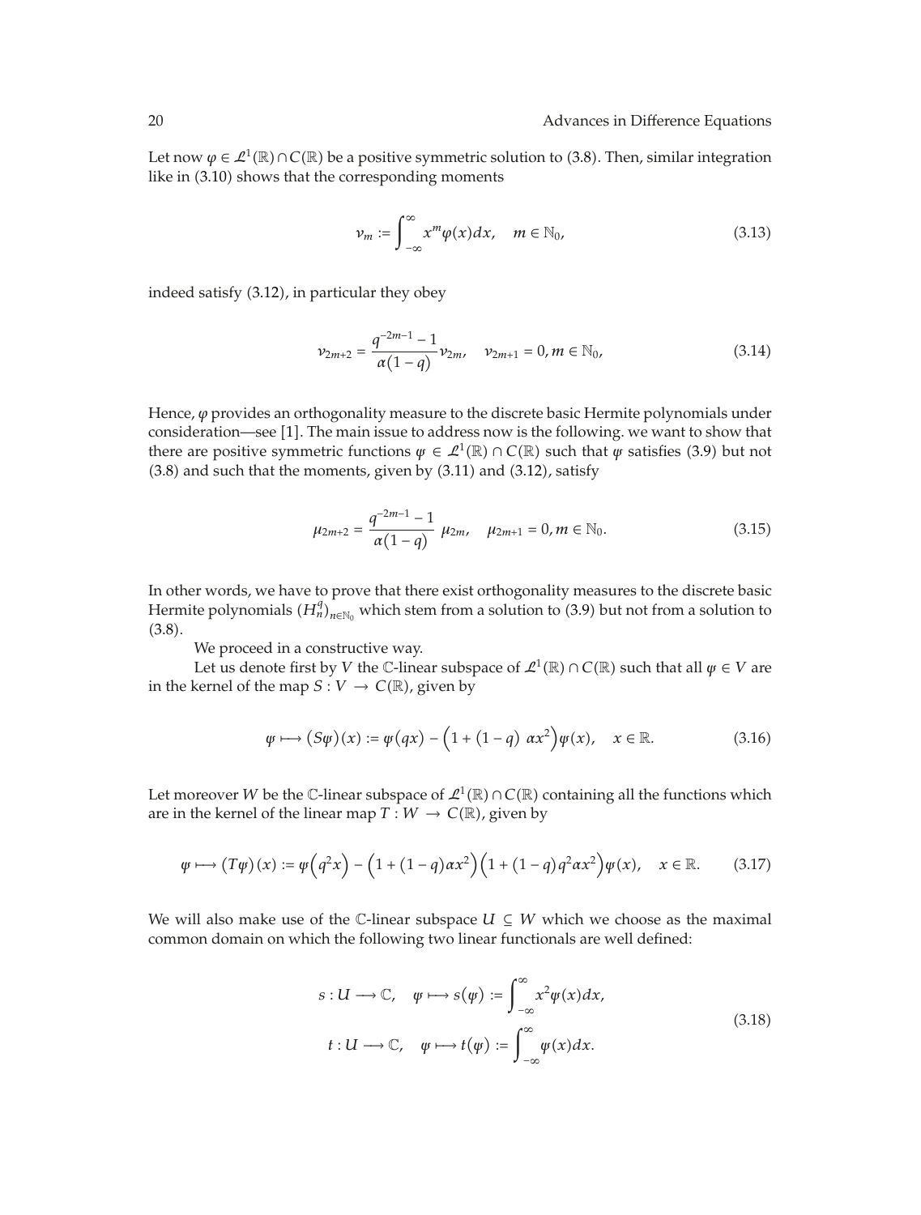Let now $\varphi \in \mathcal{L}^1(\mathbb{R}) \cap C(\mathbb{R})$ be a positive symmetric solution to (3.8). Then, similar integration like in (3.10) shows that the corresponding moments

$$\nu_m := \int_{-\infty}^{\infty} x^m \varphi(x) dx, \quad m \in \mathbb{N}_0, \tag{3.13}$$

indeed satisfy (3.12), in particular they obey

$$\nu_{2m+2} = \frac{q^{-2m-1} - 1}{\alpha(1-q)} \nu_{2m}, \quad \nu_{2m+1} = 0, m \in \mathbb{N}_0, \tag{3.14}$$

Hence, $\varphi$ provides an orthogonality measure to the discrete basic Hermite polynomials under consideration—see [1]. The main issue to address now is the following. we want to show that there are positive symmetric functions $\psi \in \mathcal{L}^1(\mathbb{R}) \cap C(\mathbb{R})$ such that $\psi$ satisfies (3.9) but not (3.8) and such that the moments, given by (3.11) and (3.12), satisfy

$$\mu_{2m+2} = \frac{q^{-2m-1} - 1}{\alpha(1-q)} \mu_{2m}, \quad \mu_{2m+1} = 0, m \in \mathbb{N}_0. \tag{3.15}$$

In other words, we have to prove that there exist orthogonality measures to the discrete basic Hermite polynomials $(H_n^q)_{n \in \mathbb{N}_0}$ which stem from a solution to (3.9) but not from a solution to (3.8).

We proceed in a constructive way.

Let us denote first by $V$ the $\mathbb{C}$-linear subspace of $\mathcal{L}^1(\mathbb{R}) \cap C(\mathbb{R})$ such that all $\psi \in V$ are in the kernel of the map $S : V \to C(\mathbb{R})$, given by

$$\psi \longmapsto (S\psi)(x) := \psi(qx) - \left(1 + (1-q)\ \alpha x^2\right)\psi(x), \quad x \in \mathbb{R}. \tag{3.16}$$

Let moreover $W$ be the $\mathbb{C}$-linear subspace of $\mathcal{L}^1(\mathbb{R}) \cap C(\mathbb{R})$ containing all the functions which are in the kernel of the linear map $T : W \to C(\mathbb{R})$, given by

$$\psi \longmapsto (T\psi)(x) := \psi\left(q^2 x\right) - \left(1 + (1-q)\alpha x^2\right)\left(1 + (1-q) q^2 \alpha x^2\right)\psi(x), \quad x \in \mathbb{R}. \tag{3.17}$$

We will also make use of the $\mathbb{C}$-linear subspace $U \subseteq W$ which we choose as the maximal common domain on which the following two linear functionals are well defined:

$$\begin{aligned}
s : U \longrightarrow \mathbb{C}, \quad \psi \longmapsto s(\psi) &:= \int_{-\infty}^{\infty} x^2 \psi(x) dx, \\
t : U \longrightarrow \mathbb{C}, \quad \psi \longmapsto t(\psi) &:= \int_{-\infty}^{\infty} \psi(x) dx.
\end{aligned} \tag{3.18}$$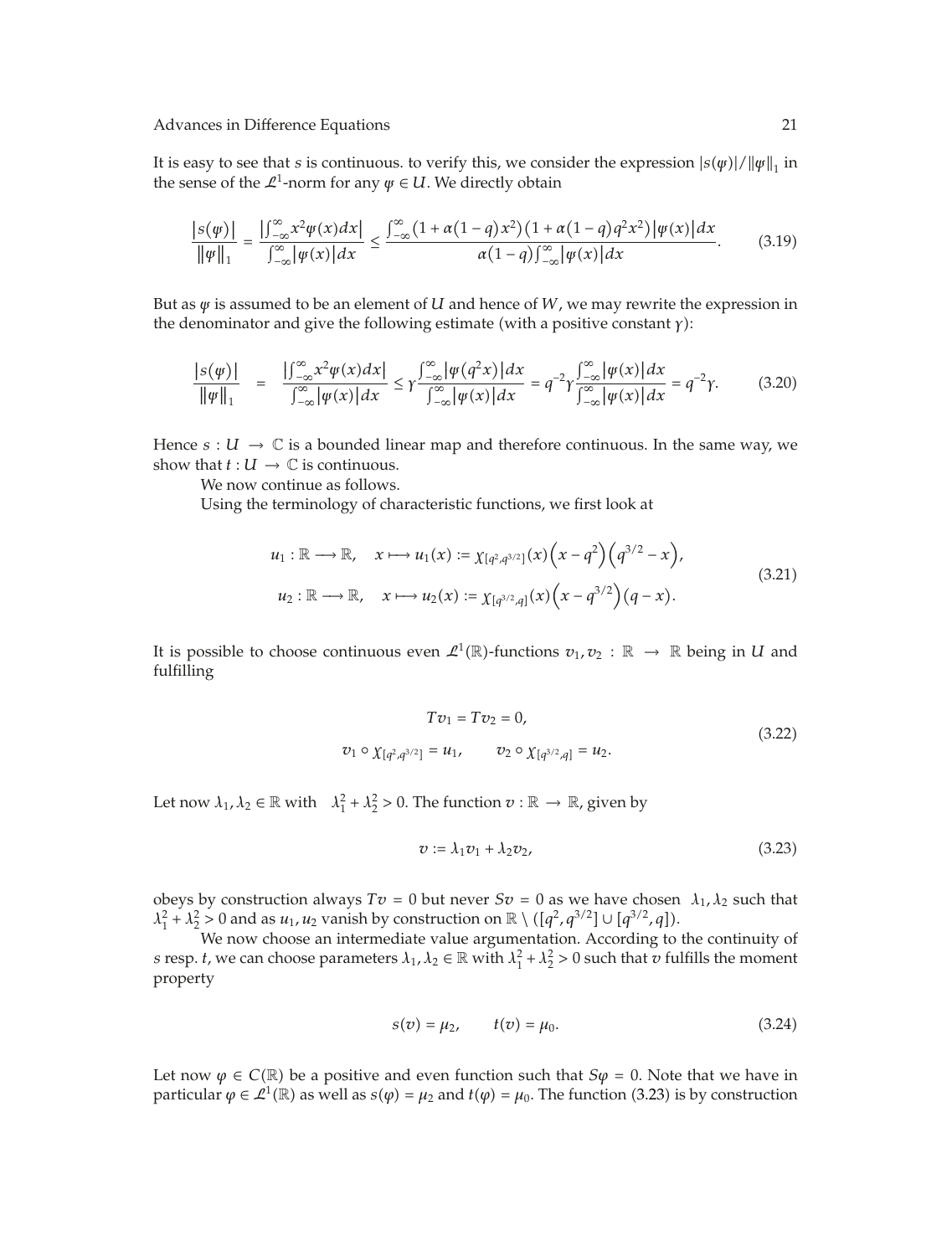It is easy to see that $s$ is continuous. to verify this, we consider the expression $|s(\varphi)|/\|\varphi\|_1$ in the sense of the $\mathcal{L}^1$-norm for any $\varphi \in U$. We directly obtain

$$\frac{|s(\varphi)|}{\|\varphi\|_1} = \frac{\left|\int_{-\infty}^{\infty} x^2 \varphi(x) dx\right|}{\int_{-\infty}^{\infty} |\varphi(x)| dx} \leq \frac{\int_{-\infty}^{\infty} (1+\alpha(1-q)x^2)(1+\alpha(1-q)q^2x^2)|\varphi(x)| dx}{\alpha(1-q)\int_{-\infty}^{\infty} |\varphi(x)| dx}. \tag{3.19}$$

But as $\varphi$ is assumed to be an element of $U$ and hence of $W$, we may rewrite the expression in the denominator and give the following estimate (with a positive constant $\gamma$):

$$\frac{|s(\varphi)|}{\|\varphi\|_1} = \frac{\left|\int_{-\infty}^{\infty} x^2 \varphi(x) dx\right|}{\int_{-\infty}^{\infty} |\varphi(x)| dx} \leq \gamma \frac{\int_{-\infty}^{\infty} |\varphi(q^2 x)| dx}{\int_{-\infty}^{\infty} |\varphi(x)| dx} = q^{-2}\gamma \frac{\int_{-\infty}^{\infty} |\varphi(x)| dx}{\int_{-\infty}^{\infty} |\varphi(x)| dx} = q^{-2}\gamma. \tag{3.20}$$

Hence $s : U \to \mathbb{C}$ is a bounded linear map and therefore continuous. In the same way, we show that $t : U \to \mathbb{C}$ is continuous.

We now continue as follows.

Using the terminology of characteristic functions, we first look at

$$\begin{aligned}
u_1 &: \mathbb{R} \longrightarrow \mathbb{R}, \quad x \longmapsto u_1(x) := \chi_{[q^2, q^{3/2}]}(x)\left(x - q^2\right)\left(q^{3/2} - x\right), \\
u_2 &: \mathbb{R} \longrightarrow \mathbb{R}, \quad x \longmapsto u_2(x) := \chi_{[q^{3/2}, q]}(x)\left(x - q^{3/2}\right)(q - x).
\end{aligned} \tag{3.21}$$

It is possible to choose continuous even $\mathcal{L}^1(\mathbb{R})$-functions $v_1, v_2 : \mathbb{R} \to \mathbb{R}$ being in $U$ and fulfilling

$$\begin{gathered}
Tv_1 = Tv_2 = 0, \\
v_1 \circ \chi_{[q^2, q^{3/2}]} = u_1, \qquad v_2 \circ \chi_{[q^{3/2}, q]} = u_2.
\end{gathered} \tag{3.22}$$

Let now $\lambda_1, \lambda_2 \in \mathbb{R}$ with $\lambda_1^2 + \lambda_2^2 > 0$. The function $v : \mathbb{R} \to \mathbb{R}$, given by

$$v := \lambda_1 v_1 + \lambda_2 v_2, \tag{3.23}$$

obeys by construction always $Tv = 0$ but never $Sv = 0$ as we have chosen $\lambda_1, \lambda_2$ such that $\lambda_1^2 + \lambda_2^2 > 0$ and as $u_1, u_2$ vanish by construction on $\mathbb{R} \setminus ([q^2, q^{3/2}] \cup [q^{3/2}, q])$.

We now choose an intermediate value argumentation. According to the continuity of $s$ resp. $t$, we can choose parameters $\lambda_1, \lambda_2 \in \mathbb{R}$ with $\lambda_1^2 + \lambda_2^2 > 0$ such that $v$ fulfills the moment property

$$s(v) = \mu_2, \qquad t(v) = \mu_0. \tag{3.24}$$

Let now $\varphi \in C(\mathbb{R})$ be a positive and even function such that $S\varphi = 0$. Note that we have in particular $\varphi \in \mathcal{L}^1(\mathbb{R})$ as well as $s(\varphi) = \mu_2$ and $t(\varphi) = \mu_0$. The function (3.23) is by construction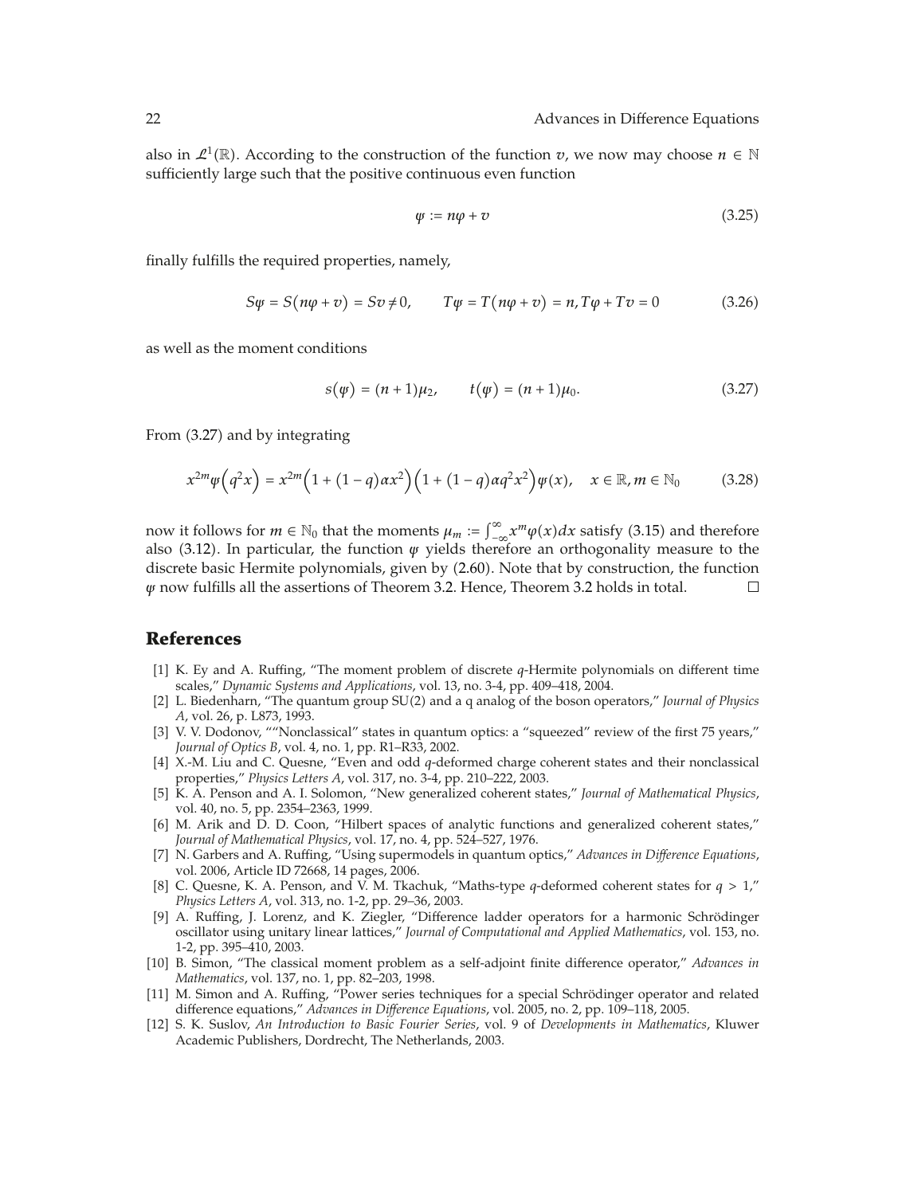also in $\mathcal{L}^1(\mathbb{R})$. According to the construction of the function $v$, we now may choose $n \in \mathbb{N}$ sufficiently large such that the positive continuous even function

$$\psi := n\varphi + v \tag{3.25}$$

finally fulfills the required properties, namely,

$$S\psi = S(n\varphi + v) = Sv \neq 0, \qquad T\psi = T(n\varphi + v) = n, T\varphi + Tv = 0 \tag{3.26}$$

as well as the moment conditions

$$s(\psi) = (n+1)\mu_2, \qquad t(\psi) = (n+1)\mu_0. \tag{3.27}$$

From (3.27) and by integrating

$$x^{2m}\psi\left(q^2 x\right) = x^{2m}\left(1 + (1-q)\alpha x^2\right)\left(1 + (1-q)\alpha q^2 x^2\right)\psi(x), \quad x \in \mathbb{R}, m \in \mathbb{N}_0 \tag{3.28}$$

now it follows for $m \in \mathbb{N}_0$ that the moments $\mu_m := \int_{-\infty}^{\infty} x^m \psi(x)dx$ satisfy (3.15) and therefore also (3.12). In particular, the function $\psi$ yields therefore an orthogonality measure to the discrete basic Hermite polynomials, given by (2.60). Note that by construction, the function $\psi$ now fulfills all the assertions of Theorem 3.2. Hence, Theorem 3.2 holds in total. □

## References

[1] K. Ey and A. Ruffing, "The moment problem of discrete $q$-Hermite polynomials on different time scales," *Dynamic Systems and Applications*, vol. 13, no. 3-4, pp. 409–418, 2004.

[2] L. Biedenharn, "The quantum group SU(2) and a q analog of the boson operators," *Journal of Physics A*, vol. 26, p. L873, 1993.

[3] V. V. Dodonov, ""Nonclassical" states in quantum optics: a "squeezed" review of the first 75 years," *Journal of Optics B*, vol. 4, no. 1, pp. R1–R33, 2002.

[4] X.-M. Liu and C. Quesne, "Even and odd $q$-deformed charge coherent states and their nonclassical properties," *Physics Letters A*, vol. 317, no. 3-4, pp. 210–222, 2003.

[5] K. A. Penson and A. I. Solomon, "New generalized coherent states," *Journal of Mathematical Physics*, vol. 40, no. 5, pp. 2354–2363, 1999.

[6] M. Arik and D. D. Coon, "Hilbert spaces of analytic functions and generalized coherent states," *Journal of Mathematical Physics*, vol. 17, no. 4, pp. 524–527, 1976.

[7] N. Garbers and A. Ruffing, "Using supermodels in quantum optics," *Advances in Difference Equations*, vol. 2006, Article ID 72668, 14 pages, 2006.

[8] C. Quesne, K. A. Penson, and V. M. Tkachuk, "Maths-type $q$-deformed coherent states for $q > 1$," *Physics Letters A*, vol. 313, no. 1-2, pp. 29–36, 2003.

[9] A. Ruffing, J. Lorenz, and K. Ziegler, "Difference ladder operators for a harmonic Schrödinger oscillator using unitary linear lattices," *Journal of Computational and Applied Mathematics*, vol. 153, no. 1-2, pp. 395–410, 2003.

[10] B. Simon, "The classical moment problem as a self-adjoint finite difference operator," *Advances in Mathematics*, vol. 137, no. 1, pp. 82–203, 1998.

[11] M. Simon and A. Ruffing, "Power series techniques for a special Schrödinger operator and related difference equations," *Advances in Difference Equations*, vol. 2005, no. 2, pp. 109–118, 2005.

[12] S. K. Suslov, *An Introduction to Basic Fourier Series*, vol. 9 of *Developments in Mathematics*, Kluwer Academic Publishers, Dordrecht, The Netherlands, 2003.